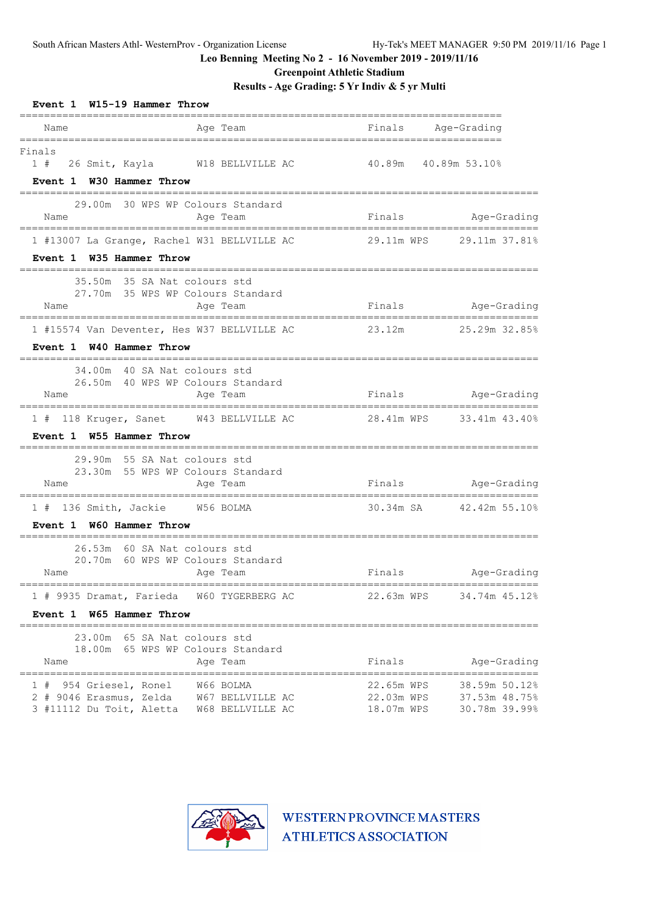Leo Benning Meeting No 2 - 16 November 2019 - 2019/11/16

Greenpoint Athletic Stadium

Results - Age Grading: 5 Yr Indiv & 5 yr Multi

**Event 1 W15-19 Hammer Throw**

| Name | Age | Team | Finals | Age-Grading |
|---|---|---|---|---|
| **Finals** | | | | |
| 1 # 26 Smit, Kayla | W18 | BELLVILLE AC | 40.89m | 40.89m 53.10% |

**Event 1 W30 Hammer Throw**

29.00m 30 WPS WP Colours Standard

| Name | Age | Team | Finals | Age-Grading |
|---|---|---|---|---|
| 1 #13007 La Grange, Rachel | W31 | BELLVILLE AC | 29.11m WPS | 29.11m 37.81% |

**Event 1 W35 Hammer Throw**

35.50m 35 SA Nat colours std
27.70m 35 WPS WP Colours Standard

| Name | Age | Team | Finals | Age-Grading |
|---|---|---|---|---|
| 1 #15574 Van Deventer, Hes | W37 | BELLVILLE AC | 23.12m | 25.29m 32.85% |

**Event 1 W40 Hammer Throw**

34.00m 40 SA Nat colours std
26.50m 40 WPS WP Colours Standard

| Name | Age | Team | Finals | Age-Grading |
|---|---|---|---|---|
| 1 # 118 Kruger, Sanet | W43 | BELLVILLE AC | 28.41m WPS | 33.41m 43.40% |

**Event 1 W55 Hammer Throw**

29.90m 55 SA Nat colours std
23.30m 55 WPS WP Colours Standard

| Name | Age | Team | Finals | Age-Grading |
|---|---|---|---|---|
| 1 # 136 Smith, Jackie | W56 | BOLMA | 30.34m SA | 42.42m 55.10% |

**Event 1 W60 Hammer Throw**

26.53m 60 SA Nat colours std
20.70m 60 WPS WP Colours Standard

| Name | Age | Team | Finals | Age-Grading |
|---|---|---|---|---|
| 1 # 9935 Dramat, Farieda | W60 | TYGERBERG AC | 22.63m WPS | 34.74m 45.12% |

**Event 1 W65 Hammer Throw**

23.00m 65 SA Nat colours std
18.00m 65 WPS WP Colours Standard

| Name | Age | Team | Finals | Age-Grading |
|---|---|---|---|---|
| 1 # 954 Griesel, Ronel | W66 | BOLMA | 22.65m WPS | 38.59m 50.12% |
| 2 # 9046 Erasmus, Zelda | W67 | BELLVILLE AC | 22.03m WPS | 37.53m 48.75% |
| 3 #11112 Du Toit, Aletta | W68 | BELLVILLE AC | 18.07m WPS | 30.78m 39.99% |

WESTERN PROVINCE MASTERS ATHLETICS ASSOCIATION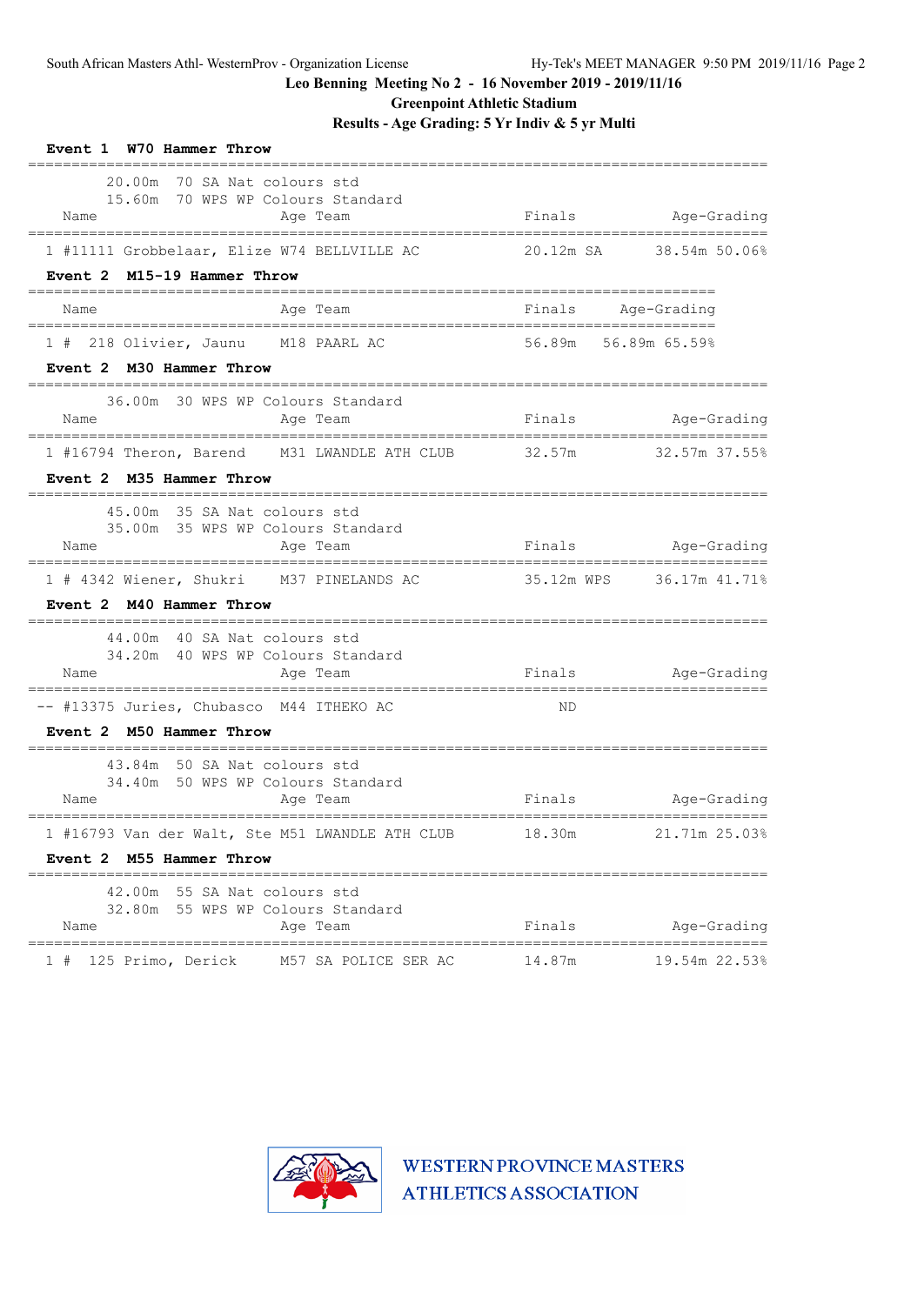## Leo Benning Meeting No 2 - 16 November 2019 - 2019/11/16

### Greenpoint Athletic Stadium

### Results - Age Grading: 5 Yr Indiv & 5 yr Multi

**Event 1 W70 Hammer Throw**

20.00m 70 SA Nat colours std
15.60m 70 WPS WP Colours Standard

| | Name | Age | Team | Finals | | Age-Grading | |
|---|---|---|---|---|---|---|---|
| 1 | #11111 Grobbelaar, Elize | W74 | BELLVILLE AC | 20.12m | SA | 38.54m | 50.06% |

**Event 2 M15-19 Hammer Throw**

| | Name | Age | Team | Finals | Age-Grading | |
|---|---|---|---|---|---|---|
| 1 | # 218 Olivier, Jaunu | M18 | PAARL AC | 56.89m | 56.89m | 65.59% |

**Event 2 M30 Hammer Throw**

36.00m 30 WPS WP Colours Standard

| | Name | Age | Team | Finals | Age-Grading | |
|---|---|---|---|---|---|---|
| 1 | #16794 Theron, Barend | M31 | LWANDLE ATH CLUB | 32.57m | 32.57m | 37.55% |

**Event 2 M35 Hammer Throw**

45.00m 35 SA Nat colours std
35.00m 35 WPS WP Colours Standard

| | Name | Age | Team | Finals | | Age-Grading | |
|---|---|---|---|---|---|---|---|
| 1 | # 4342 Wiener, Shukri | M37 | PINELANDS AC | 35.12m | WPS | 36.17m | 41.71% |

**Event 2 M40 Hammer Throw**

44.00m 40 SA Nat colours std
34.20m 40 WPS WP Colours Standard

| | Name | Age | Team | Finals | Age-Grading |
|---|---|---|---|---|---|
| -- | #13375 Juries, Chubasco | M44 | ITHEKO AC | ND | |

**Event 2 M50 Hammer Throw**

43.84m 50 SA Nat colours std
34.40m 50 WPS WP Colours Standard

| | Name | Age | Team | Finals | Age-Grading | |
|---|---|---|---|---|---|---|
| 1 | #16793 Van der Walt, Ste | M51 | LWANDLE ATH CLUB | 18.30m | 21.71m | 25.03% |

**Event 2 M55 Hammer Throw**

42.00m 55 SA Nat colours std
32.80m 55 WPS WP Colours Standard

| | Name | Age | Team | Finals | Age-Grading | |
|---|---|---|---|---|---|---|
| 1 | # 125 Primo, Derick | M57 | SA POLICE SER AC | 14.87m | 19.54m | 22.53% |

WESTERN PROVINCE MASTERS ATHLETICS ASSOCIATION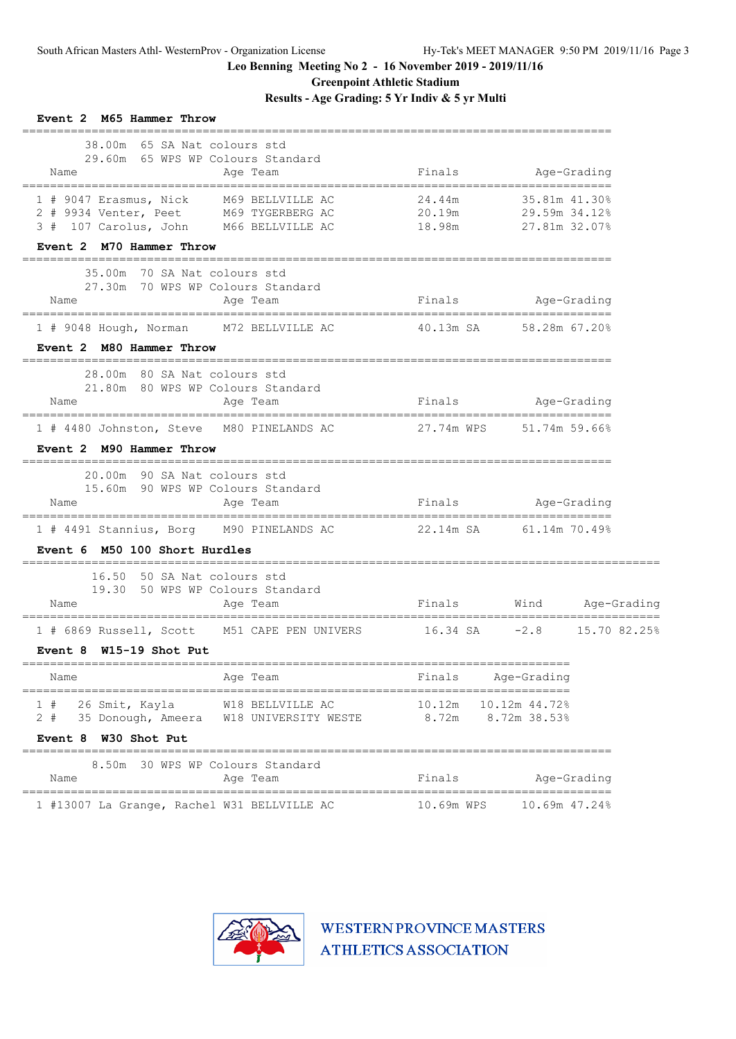Leo Benning Meeting No 2 - 16 November 2019 - 2019/11/16

Greenpoint Athletic Stadium

Results - Age Grading: 5 Yr Indiv & 5 yr Multi

**Event 2 M65 Hammer Throw**

38.00m 65 SA Nat colours std
29.60m 65 WPS WP Colours Standard

| | Name | Age | Team | Finals | Age-Grading | |
|---|---|---|---|---|---|---|
| 1 # | 9047 Erasmus, Nick | M69 | BELLVILLE AC | 24.44m | 35.81m | 41.30% |
| 2 # | 9934 Venter, Peet | M69 | TYGERBERG AC | 20.19m | 29.59m | 34.12% |
| 3 # | 107 Carolus, John | M66 | BELLVILLE AC | 18.98m | 27.81m | 32.07% |

**Event 2 M70 Hammer Throw**

35.00m 70 SA Nat colours std
27.30m 70 WPS WP Colours Standard

| | Name | Age | Team | Finals | Age-Grading | |
|---|---|---|---|---|---|---|
| 1 # | 9048 Hough, Norman | M72 | BELLVILLE AC | 40.13m SA | 58.28m | 67.20% |

**Event 2 M80 Hammer Throw**

28.00m 80 SA Nat colours std
21.80m 80 WPS WP Colours Standard

| | Name | Age | Team | Finals | Age-Grading | |
|---|---|---|---|---|---|---|
| 1 # | 4480 Johnston, Steve | M80 | PINELANDS AC | 27.74m WPS | 51.74m | 59.66% |

**Event 2 M90 Hammer Throw**

20.00m 90 SA Nat colours std
15.60m 90 WPS WP Colours Standard

| | Name | Age | Team | Finals | Age-Grading | |
|---|---|---|---|---|---|---|
| 1 # | 4491 Stannius, Borg | M90 | PINELANDS AC | 22.14m SA | 61.14m | 70.49% |

**Event 6 M50 100 Short Hurdles**

16.50 50 SA Nat colours std
19.30 50 WPS WP Colours Standard

| | Name | Age | Team | Finals | Wind | Age-Grading | |
|---|---|---|---|---|---|---|---|
| 1 # | 6869 Russell, Scott | M51 | CAPE PEN UNIVERS | 16.34 SA | -2.8 | 15.70 | 82.25% |

**Event 8 W15-19 Shot Put**

| | Name | Age | Team | Finals | Age-Grading | |
|---|---|---|---|---|---|---|
| 1 # | 26 Smit, Kayla | W18 | BELLVILLE AC | 10.12m | 10.12m | 44.72% |
| 2 # | 35 Donough, Ameera | W18 | UNIVERSITY WESTE | 8.72m | 8.72m | 38.53% |

**Event 8 W30 Shot Put**

8.50m 30 WPS WP Colours Standard

| | Name | Age | Team | Finals | Age-Grading | |
|---|---|---|---|---|---|---|
| 1 # | 13007 La Grange, Rachel | W31 | BELLVILLE AC | 10.69m WPS | 10.69m | 47.24% |

WESTERN PROVINCE MASTERS ATHLETICS ASSOCIATION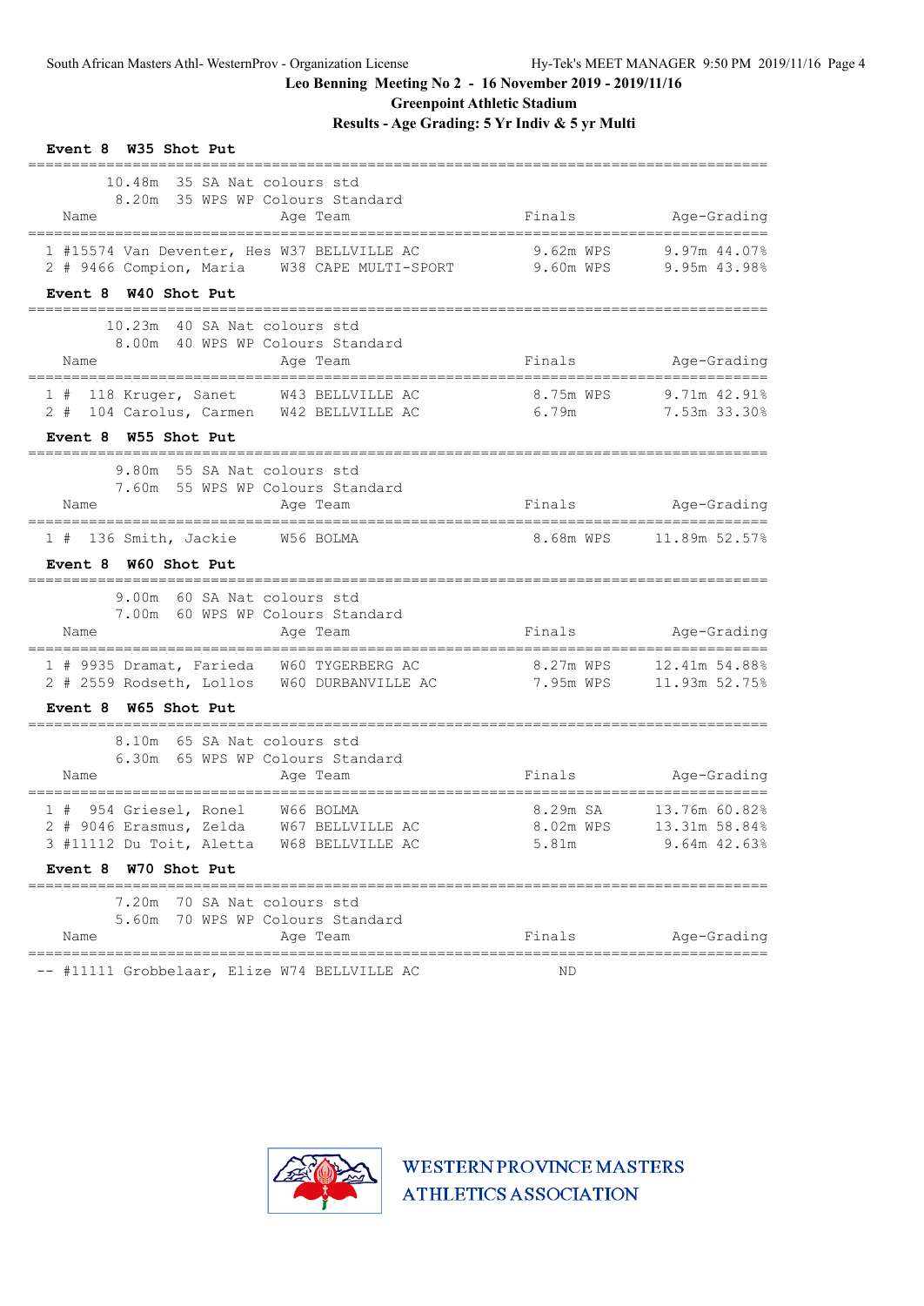Leo Benning Meeting No 2 - 16 November 2019 - 2019/11/16

Greenpoint Athletic Stadium

**Results - Age Grading: 5 Yr Indiv & 5 yr Multi**

### Event 8 W35 Shot Put

10.48m 35 SA Nat colours std
8.20m 35 WPS WP Colours Standard

| | Name | Age | Team | Finals | | Age-Grading | |
|---|---|---|---|---|---|---|---|
| 1 | #15574 Van Deventer, Hes | W37 | BELLVILLE AC | 9.62m | WPS | 9.97m | 44.07% |
| 2 | # 9466 Compion, Maria | W38 | CAPE MULTI-SPORT | 9.60m | WPS | 9.95m | 43.98% |

### Event 8 W40 Shot Put

10.23m 40 SA Nat colours std
8.00m 40 WPS WP Colours Standard

| | Name | Age | Team | Finals | | Age-Grading | |
|---|---|---|---|---|---|---|---|
| 1 | # 118 Kruger, Sanet | W43 | BELLVILLE AC | 8.75m | WPS | 9.71m | 42.91% |
| 2 | # 104 Carolus, Carmen | W42 | BELLVILLE AC | 6.79m | | 7.53m | 33.30% |

### Event 8 W55 Shot Put

9.80m 55 SA Nat colours std
7.60m 55 WPS WP Colours Standard

| | Name | Age | Team | Finals | | Age-Grading | |
|---|---|---|---|---|---|---|---|
| 1 | # 136 Smith, Jackie | W56 | BOLMA | 8.68m | WPS | 11.89m | 52.57% |

### Event 8 W60 Shot Put

9.00m 60 SA Nat colours std
7.00m 60 WPS WP Colours Standard

| | Name | Age | Team | Finals | | Age-Grading | |
|---|---|---|---|---|---|---|---|
| 1 | # 9935 Dramat, Farieda | W60 | TYGERBERG AC | 8.27m | WPS | 12.41m | 54.88% |
| 2 | # 2559 Rodseth, Lollos | W60 | DURBANVILLE AC | 7.95m | WPS | 11.93m | 52.75% |

### Event 8 W65 Shot Put

8.10m 65 SA Nat colours std
6.30m 65 WPS WP Colours Standard

| | Name | Age | Team | Finals | | Age-Grading | |
|---|---|---|---|---|---|---|---|
| 1 | # 954 Griesel, Ronel | W66 | BOLMA | 8.29m | SA | 13.76m | 60.82% |
| 2 | # 9046 Erasmus, Zelda | W67 | BELLVILLE AC | 8.02m | WPS | 13.31m | 58.84% |
| 3 | #11112 Du Toit, Aletta | W68 | BELLVILLE AC | 5.81m | | 9.64m | 42.63% |

### Event 8 W70 Shot Put

7.20m 70 SA Nat colours std
5.60m 70 WPS WP Colours Standard

| | Name | Age | Team | Finals | | Age-Grading | |
|---|---|---|---|---|---|---|---|
| -- | #11111 Grobbelaar, Elize | W74 | BELLVILLE AC | ND | | | |

WESTERN PROVINCE MASTERS ATHLETICS ASSOCIATION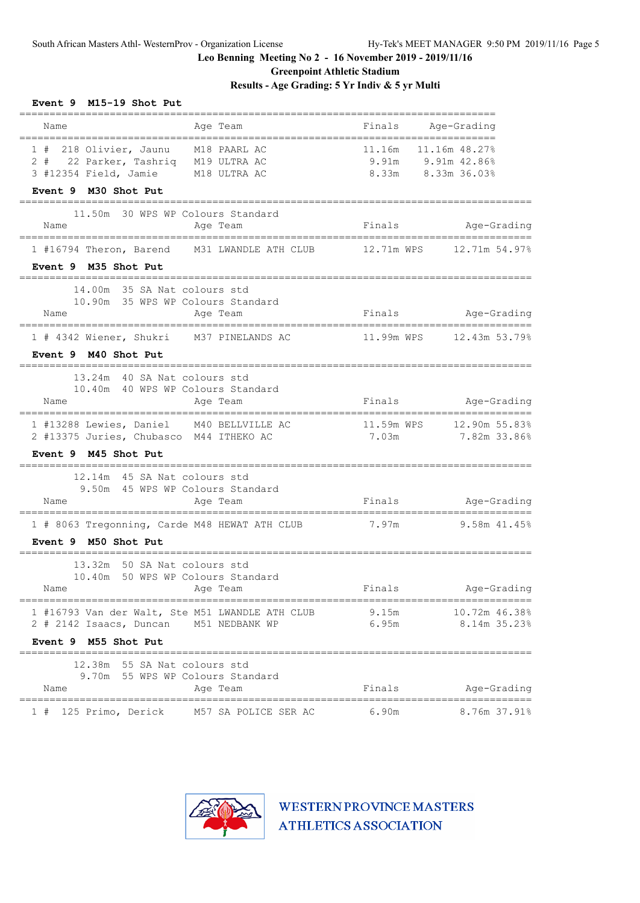Leo Benning Meeting No 2 - 16 November 2019 - 2019/11/16

Greenpoint Athletic Stadium

Results - Age Grading: 5 Yr Indiv & 5 yr Multi

**Event 9 M15-19 Shot Put**

| Place | Name | Age | Team | Finals | Age-Grading |
|---|---|---|---|---|---|
| 1 | # 218 Olivier, Jaunu | M18 | PAARL AC | 11.16m | 11.16m 48.27% |
| 2 | # 22 Parker, Tashriq | M19 | ULTRA AC | 9.91m | 9.91m 42.86% |
| 3 | #12354 Field, Jamie | M18 | ULTRA AC | 8.33m | 8.33m 36.03% |

**Event 9 M30 Shot Put**

11.50m 30 WPS WP Colours Standard

| Place | Name | Age | Team | Finals | Age-Grading |
|---|---|---|---|---|---|
| 1 | #16794 Theron, Barend | M31 | LWANDLE ATH CLUB | 12.71m WPS | 12.71m 54.97% |

**Event 9 M35 Shot Put**

14.00m 35 SA Nat colours std
10.90m 35 WPS WP Colours Standard

| Place | Name | Age | Team | Finals | Age-Grading |
|---|---|---|---|---|---|
| 1 | # 4342 Wiener, Shukri | M37 | PINELANDS AC | 11.99m WPS | 12.43m 53.79% |

**Event 9 M40 Shot Put**

13.24m 40 SA Nat colours std
10.40m 40 WPS WP Colours Standard

| Place | Name | Age | Team | Finals | Age-Grading |
|---|---|---|---|---|---|
| 1 | #13288 Lewies, Daniel | M40 | BELLVILLE AC | 11.59m WPS | 12.90m 55.83% |
| 2 | #13375 Juries, Chubasco | M44 | ITHEKO AC | 7.03m | 7.82m 33.86% |

**Event 9 M45 Shot Put**

12.14m 45 SA Nat colours std
9.50m 45 WPS WP Colours Standard

| Place | Name | Age | Team | Finals | Age-Grading |
|---|---|---|---|---|---|
| 1 | # 8063 Tregonning, Carde | M48 | HEWAT ATH CLUB | 7.97m | 9.58m 41.45% |

**Event 9 M50 Shot Put**

13.32m 50 SA Nat colours std
10.40m 50 WPS WP Colours Standard

| Place | Name | Age | Team | Finals | Age-Grading |
|---|---|---|---|---|---|
| 1 | #16793 Van der Walt, Ste | M51 | LWANDLE ATH CLUB | 9.15m | 10.72m 46.38% |
| 2 | # 2142 Isaacs, Duncan | M51 | NEDBANK WP | 6.95m | 8.14m 35.23% |

**Event 9 M55 Shot Put**

12.38m 55 SA Nat colours std
9.70m 55 WPS WP Colours Standard

| Place | Name | Age | Team | Finals | Age-Grading |
|---|---|---|---|---|---|
| 1 | # 125 Primo, Derick | M57 | SA POLICE SER AC | 6.90m | 8.76m 37.91% |

WESTERN PROVINCE MASTERS ATHLETICS ASSOCIATION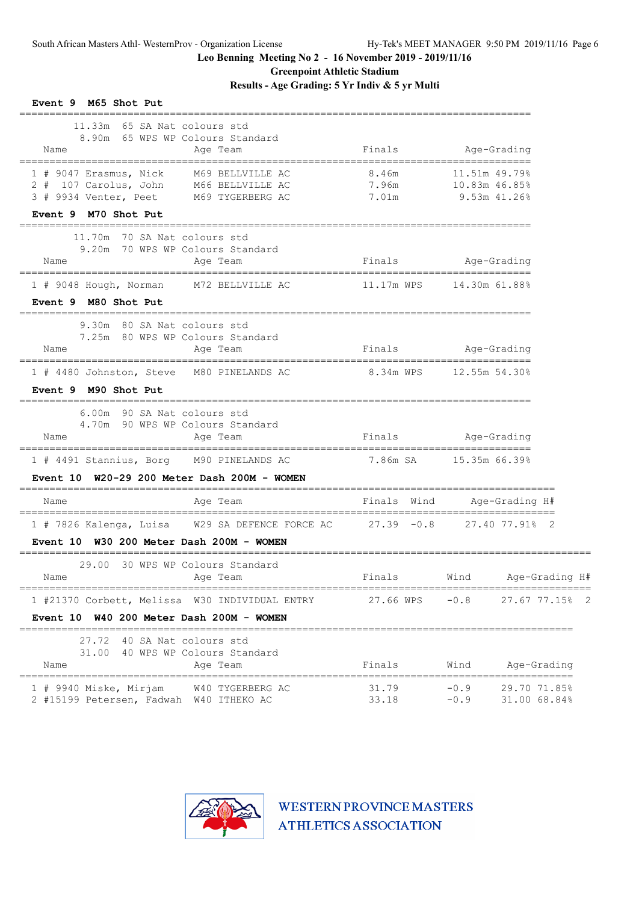## Leo Benning Meeting No 2 - 16 November 2019 - 2019/11/16

### Greenpoint Athletic Stadium

### Results - Age Grading: 5 Yr Indiv & 5 yr Multi

**Event 9 M65 Shot Put**

11.33m 65 SA Nat colours std
8.90m 65 WPS WP Colours Standard

| | Name | Age | Team | Finals | Age-Grading |
|---|---|---|---|---|---|
| 1 | # 9047 Erasmus, Nick | M69 | BELLVILLE AC | 8.46m | 11.51m 49.79% |
| 2 | # 107 Carolus, John | M66 | BELLVILLE AC | 7.96m | 10.83m 46.85% |
| 3 | # 9934 Venter, Peet | M69 | TYGERBERG AC | 7.01m | 9.53m 41.26% |

**Event 9 M70 Shot Put**

11.70m 70 SA Nat colours std
9.20m 70 WPS WP Colours Standard

| | Name | Age | Team | Finals | Age-Grading |
|---|---|---|---|---|---|
| 1 | # 9048 Hough, Norman | M72 | BELLVILLE AC | 11.17m WPS | 14.30m 61.88% |

**Event 9 M80 Shot Put**

9.30m 80 SA Nat colours std
7.25m 80 WPS WP Colours Standard

| | Name | Age | Team | Finals | Age-Grading |
|---|---|---|---|---|---|
| 1 | # 4480 Johnston, Steve | M80 | PINELANDS AC | 8.34m WPS | 12.55m 54.30% |

**Event 9 M90 Shot Put**

6.00m 90 SA Nat colours std
4.70m 90 WPS WP Colours Standard

| | Name | Age | Team | Finals | Age-Grading |
|---|---|---|---|---|---|
| 1 | # 4491 Stannius, Borg | M90 | PINELANDS AC | 7.86m SA | 15.35m 66.39% |

**Event 10 W20-29 200 Meter Dash 200M - WOMEN**

| | Name | Age | Team | Finals | Wind | Age-Grading | H# |
|---|---|---|---|---|---|---|---|
| 1 | # 7826 Kalenga, Luisa | W29 | SA DEFENCE FORCE AC | 27.39 | -0.8 | 27.40 77.91% | 2 |

**Event 10 W30 200 Meter Dash 200M - WOMEN**

29.00 30 WPS WP Colours Standard

| | Name | Age | Team | Finals | Wind | Age-Grading | H# |
|---|---|---|---|---|---|---|---|
| 1 | #21370 Corbett, Melissa | W30 | INDIVIDUAL ENTRY | 27.66 WPS | -0.8 | 27.67 77.15% | 2 |

**Event 10 W40 200 Meter Dash 200M - WOMEN**

27.72 40 SA Nat colours std
31.00 40 WPS WP Colours Standard

| | Name | Age | Team | Finals | Wind | Age-Grading |
|---|---|---|---|---|---|---|
| 1 | # 9940 Miske, Mirjam | W40 | TYGERBERG AC | 31.79 | -0.9 | 29.70 71.85% |
| 2 | #15199 Petersen, Fadwah | W40 | ITHEKO AC | 33.18 | -0.9 | 31.00 68.84% |

WESTERN PROVINCE MASTERS ATHLETICS ASSOCIATION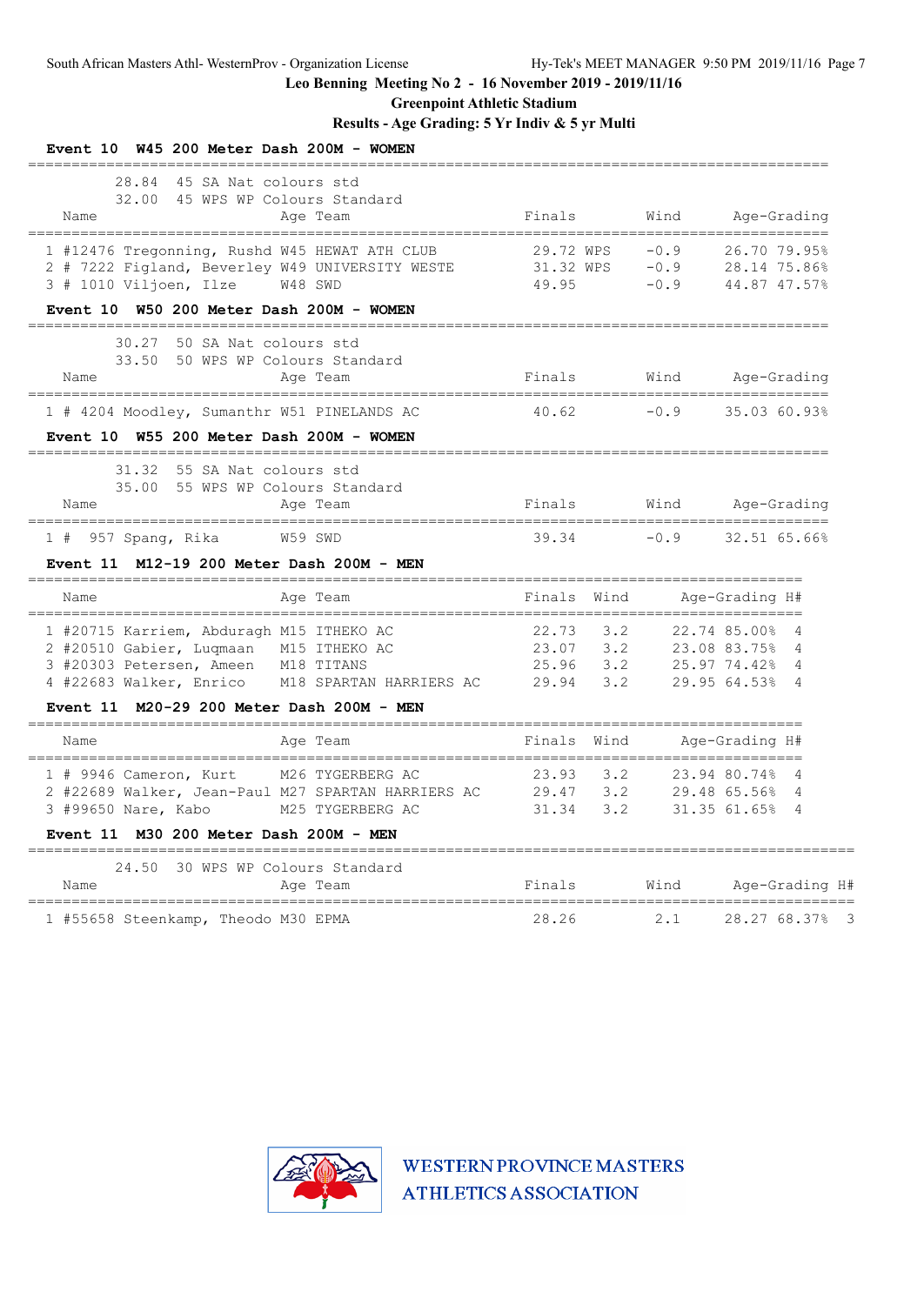Leo Benning Meeting No 2 - 16 November 2019 - 2019/11/16

Greenpoint Athletic Stadium

Results - Age Grading: 5 Yr Indiv & 5 yr Multi

### Event 10 W45 200 Meter Dash 200M - WOMEN

28.84 45 SA Nat colours std
32.00 45 WPS WP Colours Standard

| | Name | Age | Team | Finals | | Wind | Age-Grading | |
|---|---|---|---|---|---|---|---|---|
| 1 | #12476 Tregonning, Rushd | W45 | HEWAT ATH CLUB | 29.72 | WPS | -0.9 | 26.70 | 79.95% |
| 2 | # 7222 Figland, Beverley | W49 | UNIVERSITY WESTE | 31.32 | WPS | -0.9 | 28.14 | 75.86% |
| 3 | # 1010 Viljoen, Ilze | W48 | SWD | 49.95 | | -0.9 | 44.87 | 47.57% |

### Event 10 W50 200 Meter Dash 200M - WOMEN

30.27 50 SA Nat colours std
33.50 50 WPS WP Colours Standard

| | Name | Age | Team | Finals | Wind | Age-Grading | |
|---|---|---|---|---|---|---|---|
| 1 | # 4204 Moodley, Sumanthr | W51 | PINELANDS AC | 40.62 | -0.9 | 35.03 | 60.93% |

### Event 10 W55 200 Meter Dash 200M - WOMEN

31.32 55 SA Nat colours std
35.00 55 WPS WP Colours Standard

| | Name | Age | Team | Finals | Wind | Age-Grading | |
|---|---|---|---|---|---|---|---|
| 1 | # 957 Spang, Rika | W59 | SWD | 39.34 | -0.9 | 32.51 | 65.66% |

### Event 11 M12-19 200 Meter Dash 200M - MEN

| | Name | Age | Team | Finals | Wind | Age-Grading | | H# |
|---|---|---|---|---|---|---|---|---|
| 1 | #20715 Karriem, Abduragh | M15 | ITHEKO AC | 22.73 | 3.2 | 22.74 | 85.00% | 4 |
| 2 | #20510 Gabier, Luqmaan | M15 | ITHEKO AC | 23.07 | 3.2 | 23.08 | 83.75% | 4 |
| 3 | #20303 Petersen, Ameen | M18 | TITANS | 25.96 | 3.2 | 25.97 | 74.42% | 4 |
| 4 | #22683 Walker, Enrico | M18 | SPARTAN HARRIERS AC | 29.94 | 3.2 | 29.95 | 64.53% | 4 |

### Event 11 M20-29 200 Meter Dash 200M - MEN

| | Name | Age | Team | Finals | Wind | Age-Grading | | H# |
|---|---|---|---|---|---|---|---|---|
| 1 | # 9946 Cameron, Kurt | M26 | TYGERBERG AC | 23.93 | 3.2 | 23.94 | 80.74% | 4 |
| 2 | #22689 Walker, Jean-Paul | M27 | SPARTAN HARRIERS AC | 29.47 | 3.2 | 29.48 | 65.56% | 4 |
| 3 | #99650 Nare, Kabo | M25 | TYGERBERG AC | 31.34 | 3.2 | 31.35 | 61.65% | 4 |

### Event 11 M30 200 Meter Dash 200M - MEN

24.50 30 WPS WP Colours Standard

| | Name | Age | Team | Finals | Wind | Age-Grading | | H# |
|---|---|---|---|---|---|---|---|---|
| 1 | #55658 Steenkamp, Theodo | M30 | EPMA | 28.26 | 2.1 | 28.27 | 68.37% | 3 |

WESTERN PROVINCE MASTERS ATHLETICS ASSOCIATION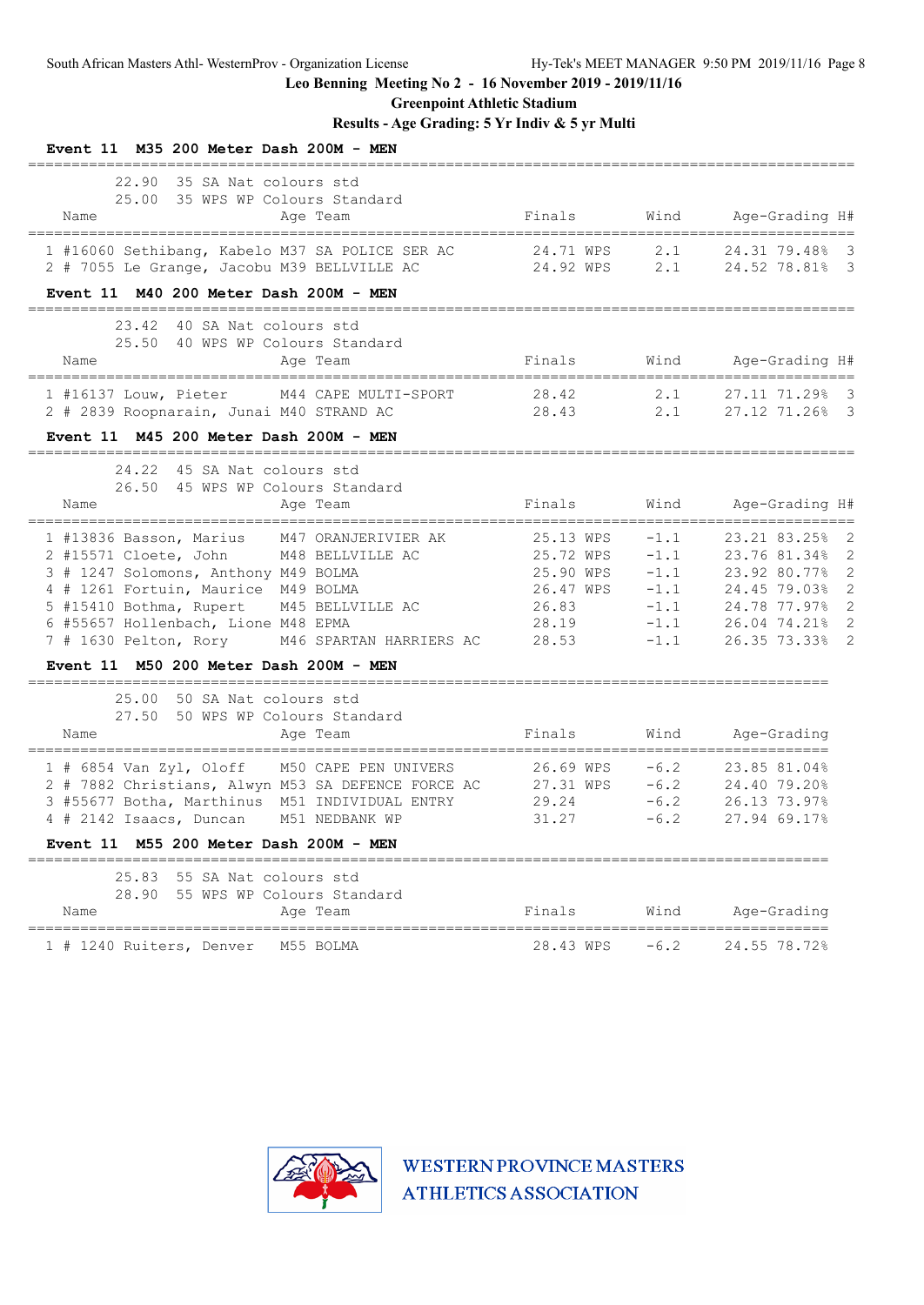Leo Benning Meeting No 2 - 16 November 2019 - 2019/11/16

Greenpoint Athletic Stadium

Results - Age Grading: 5 Yr Indiv & 5 yr Multi

### Event 11 M35 200 Meter Dash 200M - MEN

22.90 35 SA Nat colours std
25.00 35 WPS WP Colours Standard

| Place | Name | Age | Team | Finals | | Wind | Age-Grading | | H# |
|---|---|---|---|---|---|---|---|---|---|
| 1 | #16060 Sethibang, Kabelo | M37 | SA POLICE SER AC | 24.71 | WPS | 2.1 | 24.31 | 79.48% | 3 |
| 2 | # 7055 Le Grange, Jacobu | M39 | BELLVILLE AC | 24.92 | WPS | 2.1 | 24.52 | 78.81% | 3 |

### Event 11 M40 200 Meter Dash 200M - MEN

23.42 40 SA Nat colours std
25.50 40 WPS WP Colours Standard

| Place | Name | Age | Team | Finals | | Wind | Age-Grading | | H# |
|---|---|---|---|---|---|---|---|---|---|
| 1 | #16137 Louw, Pieter | M44 | CAPE MULTI-SPORT | 28.42 | | 2.1 | 27.11 | 71.29% | 3 |
| 2 | # 2839 Roopnarain, Junai | M40 | STRAND AC | 28.43 | | 2.1 | 27.12 | 71.26% | 3 |

### Event 11 M45 200 Meter Dash 200M - MEN

24.22 45 SA Nat colours std
26.50 45 WPS WP Colours Standard

| Place | Name | Age | Team | Finals | | Wind | Age-Grading | | H# |
|---|---|---|---|---|---|---|---|---|---|
| 1 | #13836 Basson, Marius | M47 | ORANJERIVIER AK | 25.13 | WPS | -1.1 | 23.21 | 83.25% | 2 |
| 2 | #15571 Cloete, John | M48 | BELLVILLE AC | 25.72 | WPS | -1.1 | 23.76 | 81.34% | 2 |
| 3 | # 1247 Solomons, Anthony | M49 | BOLMA | 25.90 | WPS | -1.1 | 23.92 | 80.77% | 2 |
| 4 | # 1261 Fortuin, Maurice | M49 | BOLMA | 26.47 | WPS | -1.1 | 24.45 | 79.03% | 2 |
| 5 | #15410 Bothma, Rupert | M45 | BELLVILLE AC | 26.83 | | -1.1 | 24.78 | 77.97% | 2 |
| 6 | #55657 Hollenbach, Lione | M48 | EPMA | 28.19 | | -1.1 | 26.04 | 74.21% | 2 |
| 7 | # 1630 Pelton, Rory | M46 | SPARTAN HARRIERS AC | 28.53 | | -1.1 | 26.35 | 73.33% | 2 |

### Event 11 M50 200 Meter Dash 200M - MEN

25.00 50 SA Nat colours std
27.50 50 WPS WP Colours Standard

| Place | Name | Age | Team | Finals | | Wind | Age-Grading | |
|---|---|---|---|---|---|---|---|---|
| 1 | # 6854 Van Zyl, Oloff | M50 | CAPE PEN UNIVERS | 26.69 | WPS | -6.2 | 23.85 | 81.04% |
| 2 | # 7882 Christians, Alwyn | M53 | SA DEFENCE FORCE AC | 27.31 | WPS | -6.2 | 24.40 | 79.20% |
| 3 | #55677 Botha, Marthinus | M51 | INDIVIDUAL ENTRY | 29.24 | | -6.2 | 26.13 | 73.97% |
| 4 | # 2142 Isaacs, Duncan | M51 | NEDBANK WP | 31.27 | | -6.2 | 27.94 | 69.17% |

### Event 11 M55 200 Meter Dash 200M - MEN

25.83 55 SA Nat colours std
28.90 55 WPS WP Colours Standard

| Place | Name | Age | Team | Finals | | Wind | Age-Grading | |
|---|---|---|---|---|---|---|---|---|
| 1 | # 1240 Ruiters, Denver | M55 | BOLMA | 28.43 | WPS | -6.2 | 24.55 | 78.72% |

WESTERN PROVINCE MASTERS ATHLETICS ASSOCIATION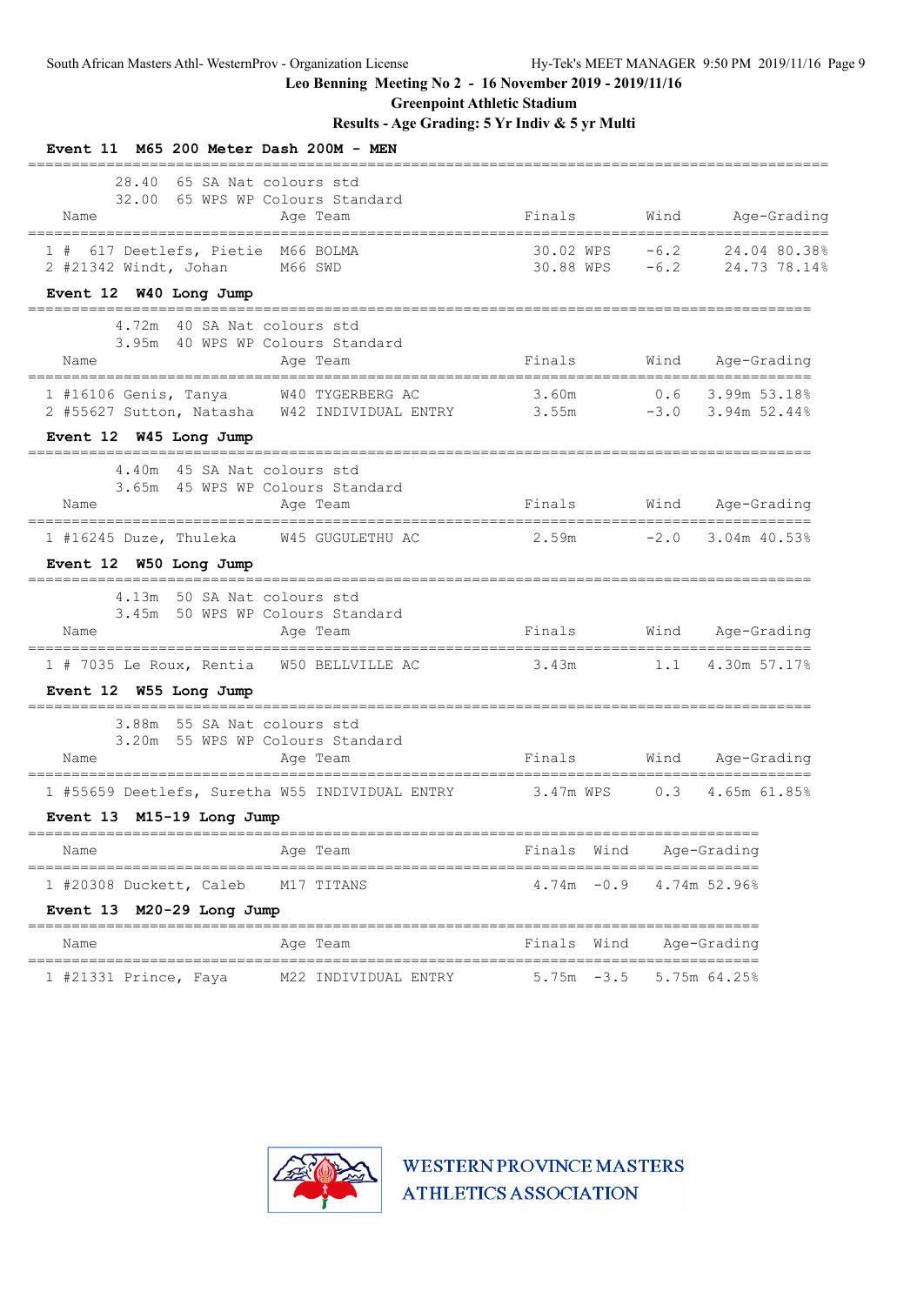Leo Benning Meeting No 2 - 16 November 2019 - 2019/11/16

Greenpoint Athletic Stadium

Results - Age Grading: 5 Yr Indiv & 5 yr Multi

### Event 11 M65 200 Meter Dash 200M - MEN

28.40 65 SA Nat colours std
32.00 65 WPS WP Colours Standard

| | Name | Age | Team | Finals | | Wind | Age-Grading | |
|---|---|---|---|---|---|---|---|---|
| 1 | # 617 Deetlefs, Pietie | M66 | BOLMA | 30.02 | WPS | -6.2 | 24.04 | 80.38% |
| 2 | #21342 Windt, Johan | M66 | SWD | 30.88 | WPS | -6.2 | 24.73 | 78.14% |

### Event 12 W40 Long Jump

4.72m 40 SA Nat colours std
3.95m 40 WPS WP Colours Standard

| | Name | Age | Team | Finals | Wind | Age-Grading | |
|---|---|---|---|---|---|---|---|
| 1 | #16106 Genis, Tanya | W40 | TYGERBERG AC | 3.60m | 0.6 | 3.99m | 53.18% |
| 2 | #55627 Sutton, Natasha | W42 | INDIVIDUAL ENTRY | 3.55m | -3.0 | 3.94m | 52.44% |

### Event 12 W45 Long Jump

4.40m 45 SA Nat colours std
3.65m 45 WPS WP Colours Standard

| | Name | Age | Team | Finals | Wind | Age-Grading | |
|---|---|---|---|---|---|---|---|
| 1 | #16245 Duze, Thuleka | W45 | GUGULETHU AC | 2.59m | -2.0 | 3.04m | 40.53% |

### Event 12 W50 Long Jump

4.13m 50 SA Nat colours std
3.45m 50 WPS WP Colours Standard

| | Name | Age | Team | Finals | Wind | Age-Grading | |
|---|---|---|---|---|---|---|---|
| 1 | # 7035 Le Roux, Rentia | W50 | BELLVILLE AC | 3.43m | 1.1 | 4.30m | 57.17% |

### Event 12 W55 Long Jump

3.88m 55 SA Nat colours std
3.20m 55 WPS WP Colours Standard

| | Name | Age | Team | Finals | | Wind | Age-Grading | |
|---|---|---|---|---|---|---|---|---|
| 1 | #55659 Deetlefs, Suretha | W55 | INDIVIDUAL ENTRY | 3.47m | WPS | 0.3 | 4.65m | 61.85% |

### Event 13 M15-19 Long Jump

| | Name | Age | Team | Finals | Wind | Age-Grading | |
|---|---|---|---|---|---|---|---|
| 1 | #20308 Duckett, Caleb | M17 | TITANS | 4.74m | -0.9 | 4.74m | 52.96% |

### Event 13 M20-29 Long Jump

| | Name | Age | Team | Finals | Wind | Age-Grading | |
|---|---|---|---|---|---|---|---|
| 1 | #21331 Prince, Faya | M22 | INDIVIDUAL ENTRY | 5.75m | -3.5 | 5.75m | 64.25% |

WESTERN PROVINCE MASTERS ATHLETICS ASSOCIATION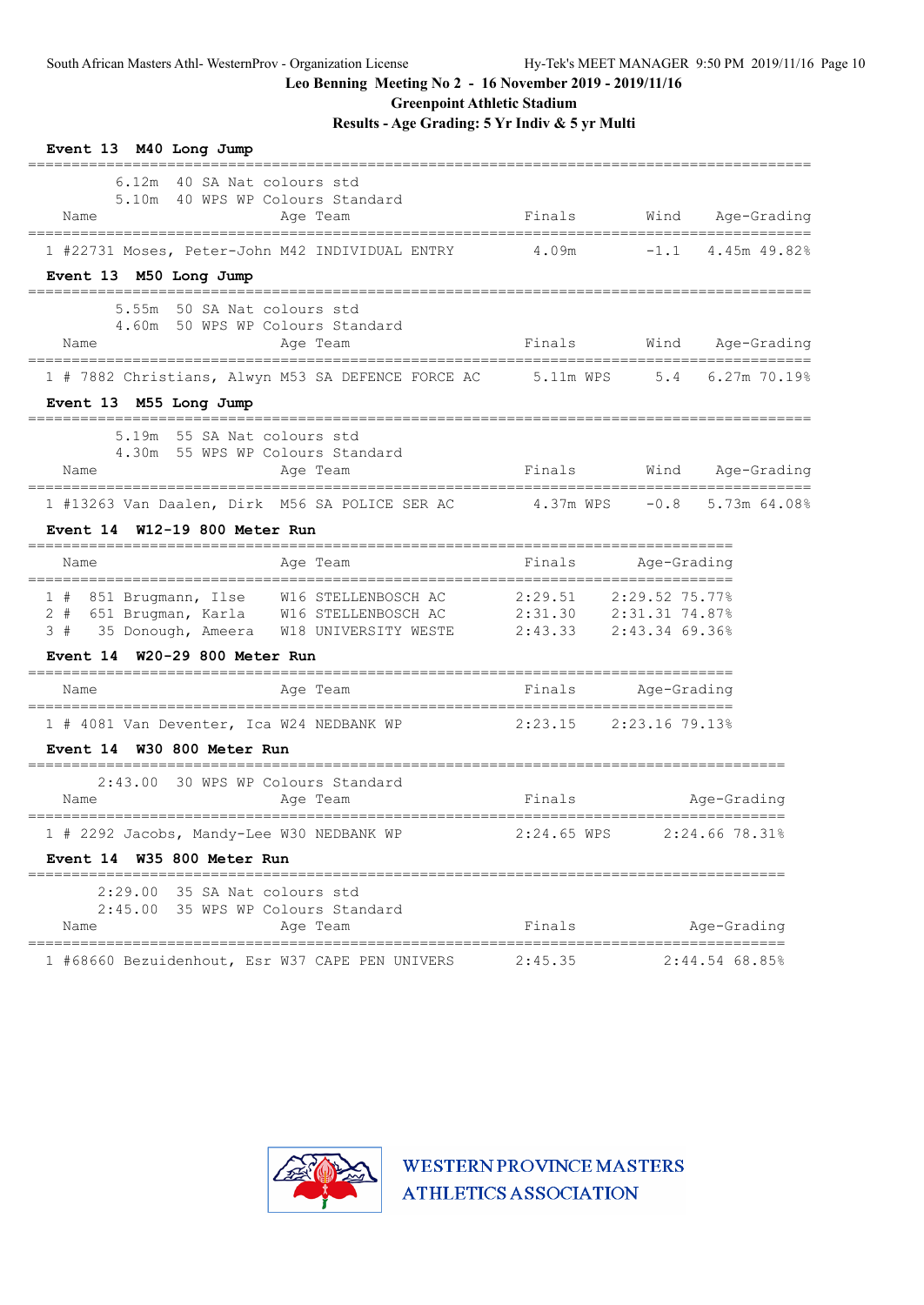Leo Benning Meeting No 2 - 16 November 2019 - 2019/11/16

Greenpoint Athletic Stadium

Results - Age Grading: 5 Yr Indiv & 5 yr Multi

**Event 13 M40 Long Jump**

6.12m 40 SA Nat colours std
5.10m 40 WPS WP Colours Standard

| Place | Name | Age | Team | Finals | Wind | Age-Grading |
|---|---|---|---|---|---|---|
| 1 | #22731 Moses, Peter-John | M42 | INDIVIDUAL ENTRY | 4.09m | -1.1 | 4.45m 49.82% |

**Event 13 M50 Long Jump**

5.55m 50 SA Nat colours std
4.60m 50 WPS WP Colours Standard

| Place | Name | Age | Team | Finals | Wind | Age-Grading |
|---|---|---|---|---|---|---|
| 1 | # 7882 Christians, Alwyn | M53 | SA DEFENCE FORCE AC | 5.11m WPS | 5.4 | 6.27m 70.19% |

**Event 13 M55 Long Jump**

5.19m 55 SA Nat colours std
4.30m 55 WPS WP Colours Standard

| Place | Name | Age | Team | Finals | Wind | Age-Grading |
|---|---|---|---|---|---|---|
| 1 | #13263 Van Daalen, Dirk | M56 | SA POLICE SER AC | 4.37m WPS | -0.8 | 5.73m 64.08% |

**Event 14 W12-19 800 Meter Run**

| Place | Name | Age | Team | Finals | Age-Grading |
|---|---|---|---|---|---|
| 1 | # 851 Brugmann, Ilse | W16 | STELLENBOSCH AC | 2:29.51 | 2:29.52 75.77% |
| 2 | # 651 Brugman, Karla | W16 | STELLENBOSCH AC | 2:31.30 | 2:31.31 74.87% |
| 3 | # 35 Donough, Ameera | W18 | UNIVERSITY WESTE | 2:43.33 | 2:43.34 69.36% |

**Event 14 W20-29 800 Meter Run**

| Place | Name | Age | Team | Finals | Age-Grading |
|---|---|---|---|---|---|
| 1 | # 4081 Van Deventer, Ica | W24 | NEDBANK WP | 2:23.15 | 2:23.16 79.13% |

**Event 14 W30 800 Meter Run**

2:43.00 30 WPS WP Colours Standard

| Place | Name | Age | Team | Finals | Age-Grading |
|---|---|---|---|---|---|
| 1 | # 2292 Jacobs, Mandy-Lee | W30 | NEDBANK WP | 2:24.65 WPS | 2:24.66 78.31% |

**Event 14 W35 800 Meter Run**

2:29.00 35 SA Nat colours std
2:45.00 35 WPS WP Colours Standard

| Place | Name | Age | Team | Finals | Age-Grading |
|---|---|---|---|---|---|
| 1 | #68660 Bezuidenhout, Esr | W37 | CAPE PEN UNIVERS | 2:45.35 | 2:44.54 68.85% |

WESTERN PROVINCE MASTERS ATHLETICS ASSOCIATION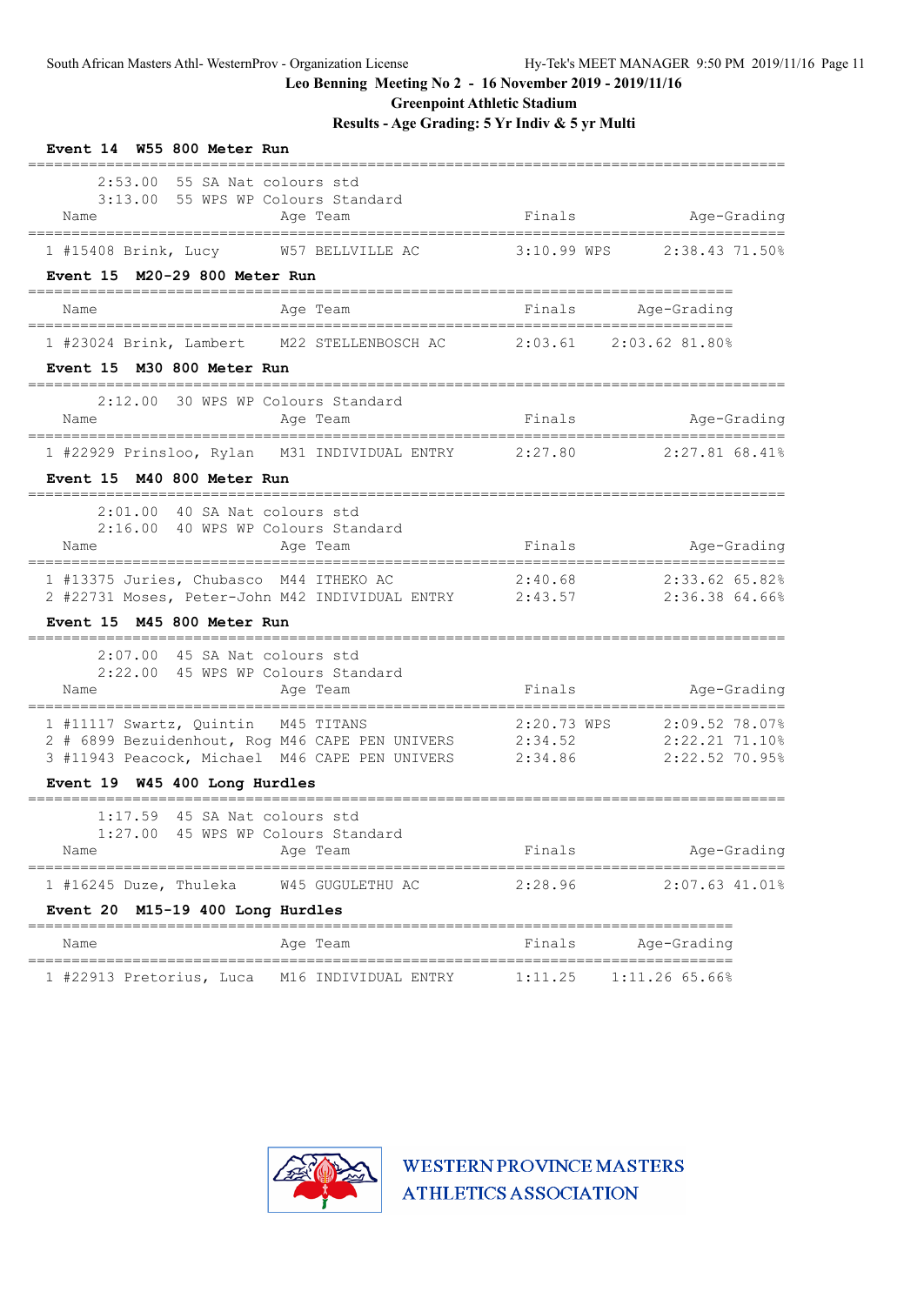Leo Benning Meeting No 2 - 16 November 2019 - 2019/11/16

Greenpoint Athletic Stadium

Results - Age Grading: 5 Yr Indiv & 5 yr Multi

**Event 14 W55 800 Meter Run**

2:53.00 55 SA Nat colours std
3:13.00 55 WPS WP Colours Standard

| | Name | Age | Team | Finals | | Age-Grading | |
|---|---|---|---|---|---|---|---|
| 1 | #15408 Brink, Lucy | W57 | BELLVILLE AC | 3:10.99 | WPS | 2:38.43 | 71.50% |

**Event 15 M20-29 800 Meter Run**

| | Name | Age | Team | Finals | Age-Grading | |
|---|---|---|---|---|---|---|
| 1 | #23024 Brink, Lambert | M22 | STELLENBOSCH AC | 2:03.61 | 2:03.62 | 81.80% |

**Event 15 M30 800 Meter Run**

2:12.00 30 WPS WP Colours Standard

| | Name | Age | Team | Finals | Age-Grading | |
|---|---|---|---|---|---|---|
| 1 | #22929 Prinsloo, Rylan | M31 | INDIVIDUAL ENTRY | 2:27.80 | 2:27.81 | 68.41% |

**Event 15 M40 800 Meter Run**

2:01.00 40 SA Nat colours std
2:16.00 40 WPS WP Colours Standard

| | Name | Age | Team | Finals | Age-Grading | |
|---|---|---|---|---|---|---|
| 1 | #13375 Juries, Chubasco | M44 | ITHEKO AC | 2:40.68 | 2:33.62 | 65.82% |
| 2 | #22731 Moses, Peter-John | M42 | INDIVIDUAL ENTRY | 2:43.57 | 2:36.38 | 64.66% |

**Event 15 M45 800 Meter Run**

2:07.00 45 SA Nat colours std
2:22.00 45 WPS WP Colours Standard

| | Name | Age | Team | Finals | | Age-Grading | |
|---|---|---|---|---|---|---|---|
| 1 | #11117 Swartz, Quintin | M45 | TITANS | 2:20.73 | WPS | 2:09.52 | 78.07% |
| 2 | # 6899 Bezuidenhout, Rog | M46 | CAPE PEN UNIVERS | 2:34.52 | | 2:22.21 | 71.10% |
| 3 | #11943 Peacock, Michael | M46 | CAPE PEN UNIVERS | 2:34.86 | | 2:22.52 | 70.95% |

**Event 19 W45 400 Long Hurdles**

1:17.59 45 SA Nat colours std
1:27.00 45 WPS WP Colours Standard

| | Name | Age | Team | Finals | Age-Grading | |
|---|---|---|---|---|---|---|
| 1 | #16245 Duze, Thuleka | W45 | GUGULETHU AC | 2:28.96 | 2:07.63 | 41.01% |

**Event 20 M15-19 400 Long Hurdles**

| | Name | Age | Team | Finals | Age-Grading | |
|---|---|---|---|---|---|---|
| 1 | #22913 Pretorius, Luca | M16 | INDIVIDUAL ENTRY | 1:11.25 | 1:11.26 | 65.66% |

WESTERN PROVINCE MASTERS ATHLETICS ASSOCIATION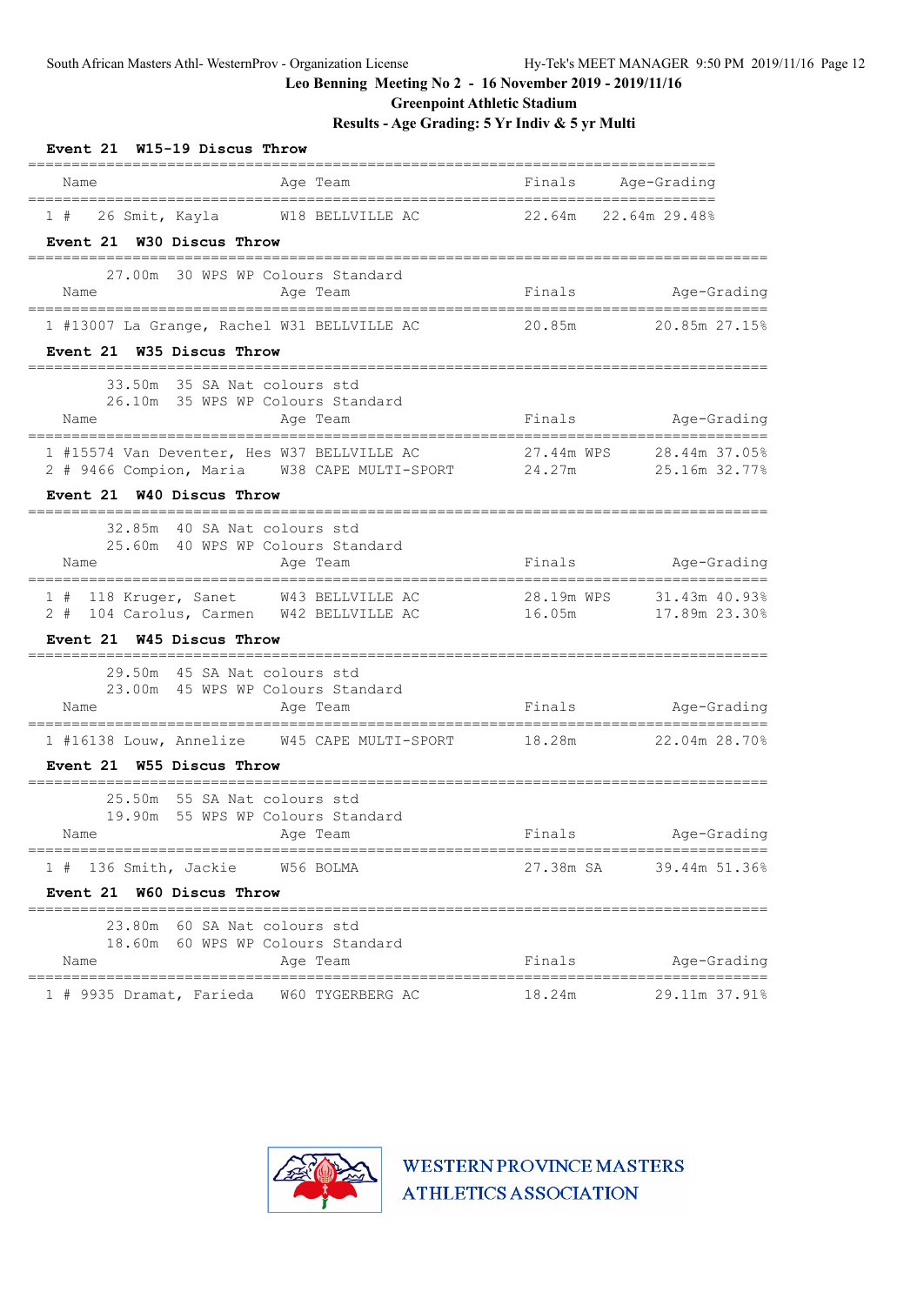# Leo Benning Meeting No 2 - 16 November 2019 - 2019/11/16

## Greenpoint Athletic Stadium

## Results - Age Grading: 5 Yr Indiv & 5 yr Multi

### Event 21 W15-19 Discus Throw

| | Name | Age | Team | Finals | Age-Grading | |
|---|---|---|---|---|---|---|
| 1 # | 26 Smit, Kayla | W18 | BELLVILLE AC | 22.64m | 22.64m | 29.48% |

### Event 21 W30 Discus Throw

27.00m 30 WPS WP Colours Standard

| | Name | Age | Team | Finals | Age-Grading | |
|---|---|---|---|---|---|---|
| 1 | #13007 La Grange, Rachel | W31 | BELLVILLE AC | 20.85m | 20.85m | 27.15% |

### Event 21 W35 Discus Throw

33.50m 35 SA Nat colours std
26.10m 35 WPS WP Colours Standard

| | Name | Age | Team | Finals | Age-Grading | |
|---|---|---|---|---|---|---|
| 1 | #15574 Van Deventer, Hes | W37 | BELLVILLE AC | 27.44m WPS | 28.44m | 37.05% |
| 2 | # 9466 Compion, Maria | W38 | CAPE MULTI-SPORT | 24.27m | 25.16m | 32.77% |

### Event 21 W40 Discus Throw

32.85m 40 SA Nat colours std
25.60m 40 WPS WP Colours Standard

| | Name | Age | Team | Finals | Age-Grading | |
|---|---|---|---|---|---|---|
| 1 # | 118 Kruger, Sanet | W43 | BELLVILLE AC | 28.19m WPS | 31.43m | 40.93% |
| 2 # | 104 Carolus, Carmen | W42 | BELLVILLE AC | 16.05m | 17.89m | 23.30% |

### Event 21 W45 Discus Throw

29.50m 45 SA Nat colours std
23.00m 45 WPS WP Colours Standard

| | Name | Age | Team | Finals | Age-Grading | |
|---|---|---|---|---|---|---|
| 1 | #16138 Louw, Annelize | W45 | CAPE MULTI-SPORT | 18.28m | 22.04m | 28.70% |

### Event 21 W55 Discus Throw

25.50m 55 SA Nat colours std
19.90m 55 WPS WP Colours Standard

| | Name | Age | Team | Finals | Age-Grading | |
|---|---|---|---|---|---|---|
| 1 # | 136 Smith, Jackie | W56 | BOLMA | 27.38m SA | 39.44m | 51.36% |

### Event 21 W60 Discus Throw

23.80m 60 SA Nat colours std
18.60m 60 WPS WP Colours Standard

| | Name | Age | Team | Finals | Age-Grading | |
|---|---|---|---|---|---|---|
| 1 | # 9935 Dramat, Farieda | W60 | TYGERBERG AC | 18.24m | 29.11m | 37.91% |

WESTERN PROVINCE MASTERS ATHLETICS ASSOCIATION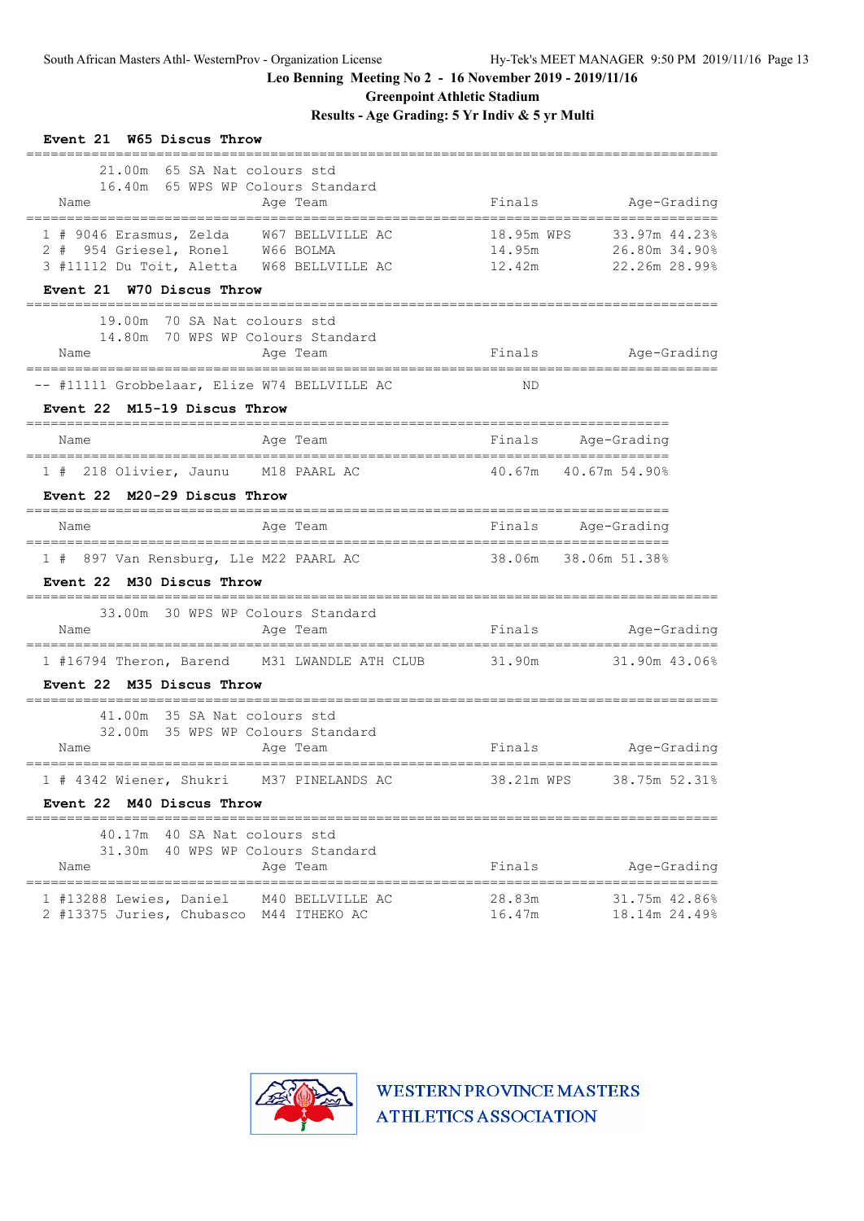Leo Benning Meeting No 2 - 16 November 2019 - 2019/11/16

Greenpoint Athletic Stadium

Results - Age Grading: 5 Yr Indiv & 5 yr Multi

**Event 21 W65 Discus Throw**

21.00m 65 SA Nat colours std
16.40m 65 WPS WP Colours Standard

| Name | Age | Team | Finals | | Age-Grading | |
|---|---|---|---|---|---|---|
| 1 # 9046 Erasmus, Zelda | W67 | BELLVILLE AC | 18.95m | WPS | 33.97m | 44.23% |
| 2 # 954 Griesel, Ronel | W66 | BOLMA | 14.95m | | 26.80m | 34.90% |
| 3 #11112 Du Toit, Aletta | W68 | BELLVILLE AC | 12.42m | | 22.26m | 28.99% |

**Event 21 W70 Discus Throw**

19.00m 70 SA Nat colours std
14.80m 70 WPS WP Colours Standard

| Name | Age | Team | Finals | Age-Grading |
|---|---|---|---|---|
| -- #11111 Grobbelaar, Elize | W74 | BELLVILLE AC | ND | |

**Event 22 M15-19 Discus Throw**

| Name | Age | Team | Finals | Age-Grading | |
|---|---|---|---|---|---|
| 1 # 218 Olivier, Jaunu | M18 | PAARL AC | 40.67m | 40.67m | 54.90% |

**Event 22 M20-29 Discus Throw**

| Name | Age | Team | Finals | Age-Grading | |
|---|---|---|---|---|---|
| 1 # 897 Van Rensburg, Lle | M22 | PAARL AC | 38.06m | 38.06m | 51.38% |

**Event 22 M30 Discus Throw**

33.00m 30 WPS WP Colours Standard

| Name | Age | Team | Finals | Age-Grading | |
|---|---|---|---|---|---|
| 1 #16794 Theron, Barend | M31 | LWANDLE ATH CLUB | 31.90m | 31.90m | 43.06% |

**Event 22 M35 Discus Throw**

41.00m 35 SA Nat colours std
32.00m 35 WPS WP Colours Standard

| Name | Age | Team | Finals | | Age-Grading | |
|---|---|---|---|---|---|---|
| 1 # 4342 Wiener, Shukri | M37 | PINELANDS AC | 38.21m | WPS | 38.75m | 52.31% |

**Event 22 M40 Discus Throw**

40.17m 40 SA Nat colours std
31.30m 40 WPS WP Colours Standard

| Name | Age | Team | Finals | Age-Grading | |
|---|---|---|---|---|---|
| 1 #13288 Lewies, Daniel | M40 | BELLVILLE AC | 28.83m | 31.75m | 42.86% |
| 2 #13375 Juries, Chubasco | M44 | ITHEKO AC | 16.47m | 18.14m | 24.49% |

WESTERN PROVINCE MASTERS ATHLETICS ASSOCIATION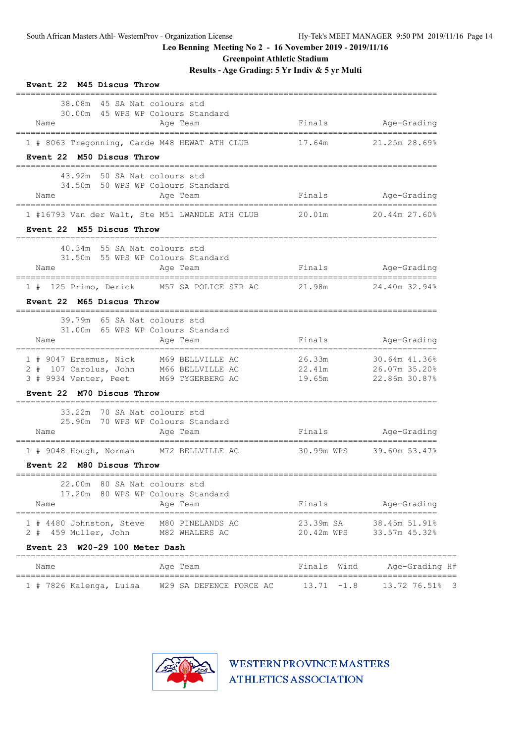Leo Benning Meeting No 2 - 16 November 2019 - 2019/11/16

Greenpoint Athletic Stadium

Results - Age Grading: 5 Yr Indiv & 5 yr Multi

### Event 22 M45 Discus Throw

38.08m 45 SA Nat colours std
30.00m 45 WPS WP Colours Standard

| Place | # | Name | Age | Team | Finals | Age-Grading | |
|---|---|---|---|---|---|---|---|
| 1 | # 8063 | Tregonning, Carde | M48 | HEWAT ATH CLUB | 17.64m | 21.25m | 28.69% |

### Event 22 M50 Discus Throw

43.92m 50 SA Nat colours std
34.50m 50 WPS WP Colours Standard

| Place | # | Name | Age | Team | Finals | Age-Grading | |
|---|---|---|---|---|---|---|---|
| 1 | #16793 | Van der Walt, Ste | M51 | LWANDLE ATH CLUB | 20.01m | 20.44m | 27.60% |

### Event 22 M55 Discus Throw

40.34m 55 SA Nat colours std
31.50m 55 WPS WP Colours Standard

| Place | # | Name | Age | Team | Finals | Age-Grading | |
|---|---|---|---|---|---|---|---|
| 1 | # 125 | Primo, Derick | M57 | SA POLICE SER AC | 21.98m | 24.40m | 32.94% |

### Event 22 M65 Discus Throw

39.79m 65 SA Nat colours std
31.00m 65 WPS WP Colours Standard

| Place | # | Name | Age | Team | Finals | Age-Grading | |
|---|---|---|---|---|---|---|---|
| 1 | # 9047 | Erasmus, Nick | M69 | BELLVILLE AC | 26.33m | 30.64m | 41.36% |
| 2 | # 107 | Carolus, John | M66 | BELLVILLE AC | 22.41m | 26.07m | 35.20% |
| 3 | # 9934 | Venter, Peet | M69 | TYGERBERG AC | 19.65m | 22.86m | 30.87% |

### Event 22 M70 Discus Throw

33.22m 70 SA Nat colours std
25.90m 70 WPS WP Colours Standard

| Place | # | Name | Age | Team | Finals | Age-Grading | |
|---|---|---|---|---|---|---|---|
| 1 | # 9048 | Hough, Norman | M72 | BELLVILLE AC | 30.99m WPS | 39.60m | 53.47% |

### Event 22 M80 Discus Throw

22.00m 80 SA Nat colours std
17.20m 80 WPS WP Colours Standard

| Place | # | Name | Age | Team | Finals | Age-Grading | |
|---|---|---|---|---|---|---|---|
| 1 | # 4480 | Johnston, Steve | M80 | PINELANDS AC | 23.39m SA | 38.45m | 51.91% |
| 2 | # 459 | Muller, John | M82 | WHALERS AC | 20.42m WPS | 33.57m | 45.32% |

### Event 23 W20-29 100 Meter Dash

| Place | # | Name | Age | Team | Finals | Wind | Age-Grading | | H# |
|---|---|---|---|---|---|---|---|---|---|
| 1 | # 7826 | Kalenga, Luisa | W29 | SA DEFENCE FORCE AC | 13.71 | -1.8 | 13.72 | 76.51% | 3 |

WESTERN PROVINCE MASTERS ATHLETICS ASSOCIATION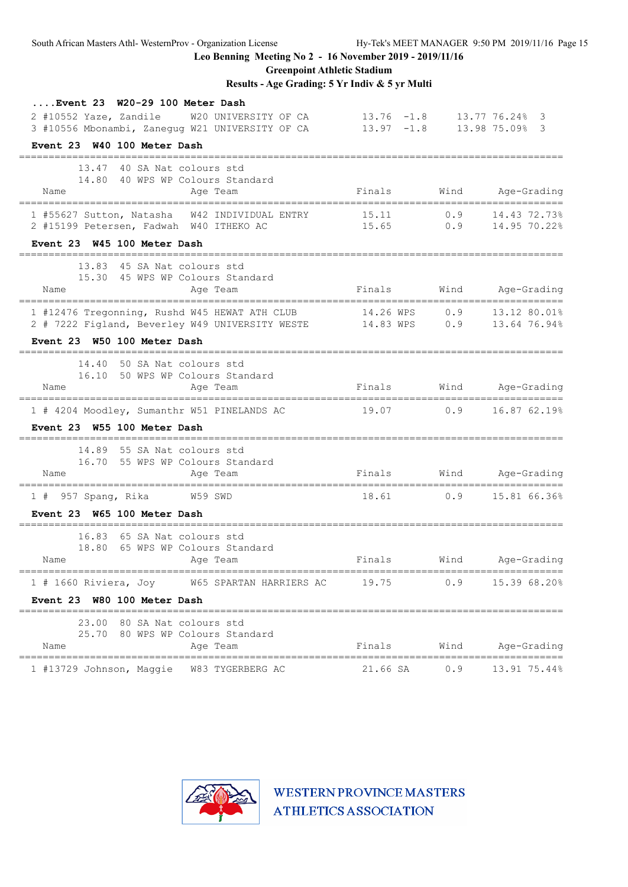Leo Benning Meeting No 2 - 16 November 2019 - 2019/11/16

Greenpoint Athletic Stadium

Results - Age Grading: 5 Yr Indiv & 5 yr Multi

## ....Event 23 W20-29 100 Meter Dash

| Place | Comp# | Name | Age | Team | Finals | Wind | Age-Grading | | Points |
|---|---|---|---|---|---|---|---|---|---|
| 2 | #10552 | Yaze, Zandile | W20 | UNIVERSITY OF CA | 13.76 | -1.8 | 13.77 | 76.24% | 3 |
| 3 | #10556 | Mbonambi, Zanegug | W21 | UNIVERSITY OF CA | 13.97 | -1.8 | 13.98 | 75.09% | 3 |

## Event 23 W40 100 Meter Dash

13.47 40 SA Nat colours std
14.80 40 WPS WP Colours Standard

| Place | Comp# | Name | Age | Team | Finals | Wind | Age-Grading | |
|---|---|---|---|---|---|---|---|---|
| 1 | #55627 | Sutton, Natasha | W42 | INDIVIDUAL ENTRY | 15.11 | 0.9 | 14.43 | 72.73% |
| 2 | #15199 | Petersen, Fadwah | W40 | ITHEKO AC | 15.65 | 0.9 | 14.95 | 70.22% |

## Event 23 W45 100 Meter Dash

13.83 45 SA Nat colours std
15.30 45 WPS WP Colours Standard

| Place | Comp# | Name | Age | Team | Finals | Wind | Age-Grading | |
|---|---|---|---|---|---|---|---|---|
| 1 | #12476 | Tregonning, Rushd | W45 | HEWAT ATH CLUB | 14.26 WPS | 0.9 | 13.12 | 80.01% |
| 2 | # 7222 | Figland, Beverley | W49 | UNIVERSITY WESTE | 14.83 WPS | 0.9 | 13.64 | 76.94% |

## Event 23 W50 100 Meter Dash

14.40 50 SA Nat colours std
16.10 50 WPS WP Colours Standard

| Place | Comp# | Name | Age | Team | Finals | Wind | Age-Grading | |
|---|---|---|---|---|---|---|---|---|
| 1 | # 4204 | Moodley, Sumanthr | W51 | PINELANDS AC | 19.07 | 0.9 | 16.87 | 62.19% |

## Event 23 W55 100 Meter Dash

14.89 55 SA Nat colours std
16.70 55 WPS WP Colours Standard

| Place | Comp# | Name | Age | Team | Finals | Wind | Age-Grading | |
|---|---|---|---|---|---|---|---|---|
| 1 | # 957 | Spang, Rika | W59 | SWD | 18.61 | 0.9 | 15.81 | 66.36% |

## Event 23 W65 100 Meter Dash

16.83 65 SA Nat colours std
18.80 65 WPS WP Colours Standard

| Place | Comp# | Name | Age | Team | Finals | Wind | Age-Grading | |
|---|---|---|---|---|---|---|---|---|
| 1 | # 1660 | Riviera, Joy | W65 | SPARTAN HARRIERS AC | 19.75 | 0.9 | 15.39 | 68.20% |

## Event 23 W80 100 Meter Dash

23.00 80 SA Nat colours std
25.70 80 WPS WP Colours Standard

| Place | Comp# | Name | Age | Team | Finals | Wind | Age-Grading | |
|---|---|---|---|---|---|---|---|---|
| 1 | #13729 | Johnson, Maggie | W83 | TYGERBERG AC | 21.66 SA | 0.9 | 13.91 | 75.44% |

WESTERN PROVINCE MASTERS ATHLETICS ASSOCIATION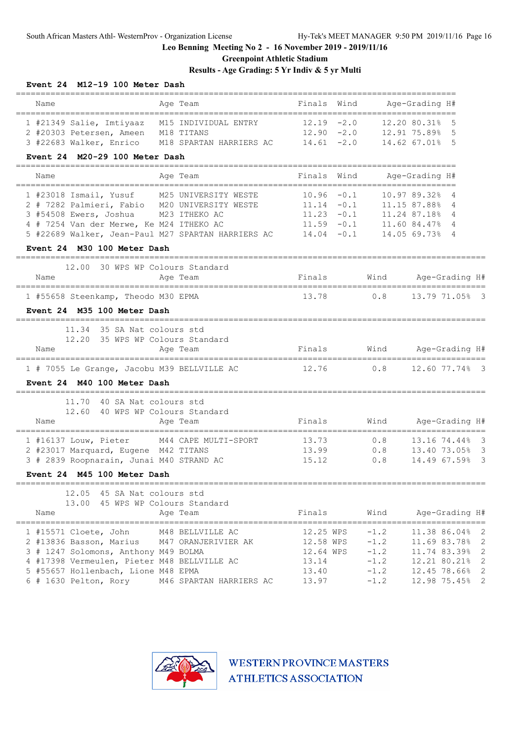Leo Benning Meeting No 2 - 16 November 2019 - 2019/11/16

Greenpoint Athletic Stadium

Results - Age Grading: 5 Yr Indiv & 5 yr Multi

### Event 24 M12-19 100 Meter Dash

| | Name | Age | Team | Finals | Wind | Age-Grading | | H# |
|---|---|---|---|---|---|---|---|---|
| 1 | #21349 Salie, Imtiyaaz | M15 | INDIVIDUAL ENTRY | 12.19 | -2.0 | 12.20 | 80.31% | 5 |
| 2 | #20303 Petersen, Ameen | M18 | TITANS | 12.90 | -2.0 | 12.91 | 75.89% | 5 |
| 3 | #22683 Walker, Enrico | M18 | SPARTAN HARRIERS AC | 14.61 | -2.0 | 14.62 | 67.01% | 5 |

### Event 24 M20-29 100 Meter Dash

| | Name | Age | Team | Finals | Wind | Age-Grading | | H# |
|---|---|---|---|---|---|---|---|---|
| 1 | #23018 Ismail, Yusuf | M25 | UNIVERSITY WESTE | 10.96 | -0.1 | 10.97 | 89.32% | 4 |
| 2 | # 7282 Palmieri, Fabio | M20 | UNIVERSITY WESTE | 11.14 | -0.1 | 11.15 | 87.88% | 4 |
| 3 | #54508 Ewers, Joshua | M23 | ITHEKO AC | 11.23 | -0.1 | 11.24 | 87.18% | 4 |
| 4 | # 7254 Van der Merwe, Ke | M24 | ITHEKO AC | 11.59 | -0.1 | 11.60 | 84.47% | 4 |
| 5 | #22689 Walker, Jean-Paul | M27 | SPARTAN HARRIERS AC | 14.04 | -0.1 | 14.05 | 69.73% | 4 |

### Event 24 M30 100 Meter Dash

12.00 30 WPS WP Colours Standard

| | Name | Age | Team | Finals | Wind | Age-Grading | | H# |
|---|---|---|---|---|---|---|---|---|
| 1 | #55658 Steenkamp, Theodo | M30 | EPMA | 13.78 | 0.8 | 13.79 | 71.05% | 3 |

### Event 24 M35 100 Meter Dash

11.34 35 SA Nat colours std
12.20 35 WPS WP Colours Standard

| | Name | Age | Team | Finals | Wind | Age-Grading | | H# |
|---|---|---|---|---|---|---|---|---|
| 1 | # 7055 Le Grange, Jacobu | M39 | BELLVILLE AC | 12.76 | 0.8 | 12.60 | 77.74% | 3 |

### Event 24 M40 100 Meter Dash

11.70 40 SA Nat colours std
12.60 40 WPS WP Colours Standard

| | Name | Age | Team | Finals | Wind | Age-Grading | | H# |
|---|---|---|---|---|---|---|---|---|
| 1 | #16137 Louw, Pieter | M44 | CAPE MULTI-SPORT | 13.73 | 0.8 | 13.16 | 74.44% | 3 |
| 2 | #23017 Marquard, Eugene | M42 | TITANS | 13.99 | 0.8 | 13.40 | 73.05% | 3 |
| 3 | # 2839 Roopnarain, Junai | M40 | STRAND AC | 15.12 | 0.8 | 14.49 | 67.59% | 3 |

### Event 24 M45 100 Meter Dash

12.05 45 SA Nat colours std
13.00 45 WPS WP Colours Standard

| | Name | Age | Team | Finals | Wind | Age-Grading | | H# |
|---|---|---|---|---|---|---|---|---|
| 1 | #15571 Cloete, John | M48 | BELLVILLE AC | 12.25 WPS | -1.2 | 11.38 | 86.04% | 2 |
| 2 | #13836 Basson, Marius | M47 | ORANJERIVIER AK | 12.58 WPS | -1.2 | 11.69 | 83.78% | 2 |
| 3 | # 1247 Solomons, Anthony | M49 | BOLMA | 12.64 WPS | -1.2 | 11.74 | 83.39% | 2 |
| 4 | #17398 Vermeulen, Pieter | M48 | BELLVILLE AC | 13.14 | -1.2 | 12.21 | 80.21% | 2 |
| 5 | #55657 Hollenbach, Lione | M48 | EPMA | 13.40 | -1.2 | 12.45 | 78.66% | 2 |
| 6 | # 1630 Pelton, Rory | M46 | SPARTAN HARRIERS AC | 13.97 | -1.2 | 12.98 | 75.45% | 2 |

WESTERN PROVINCE MASTERS ATHLETICS ASSOCIATION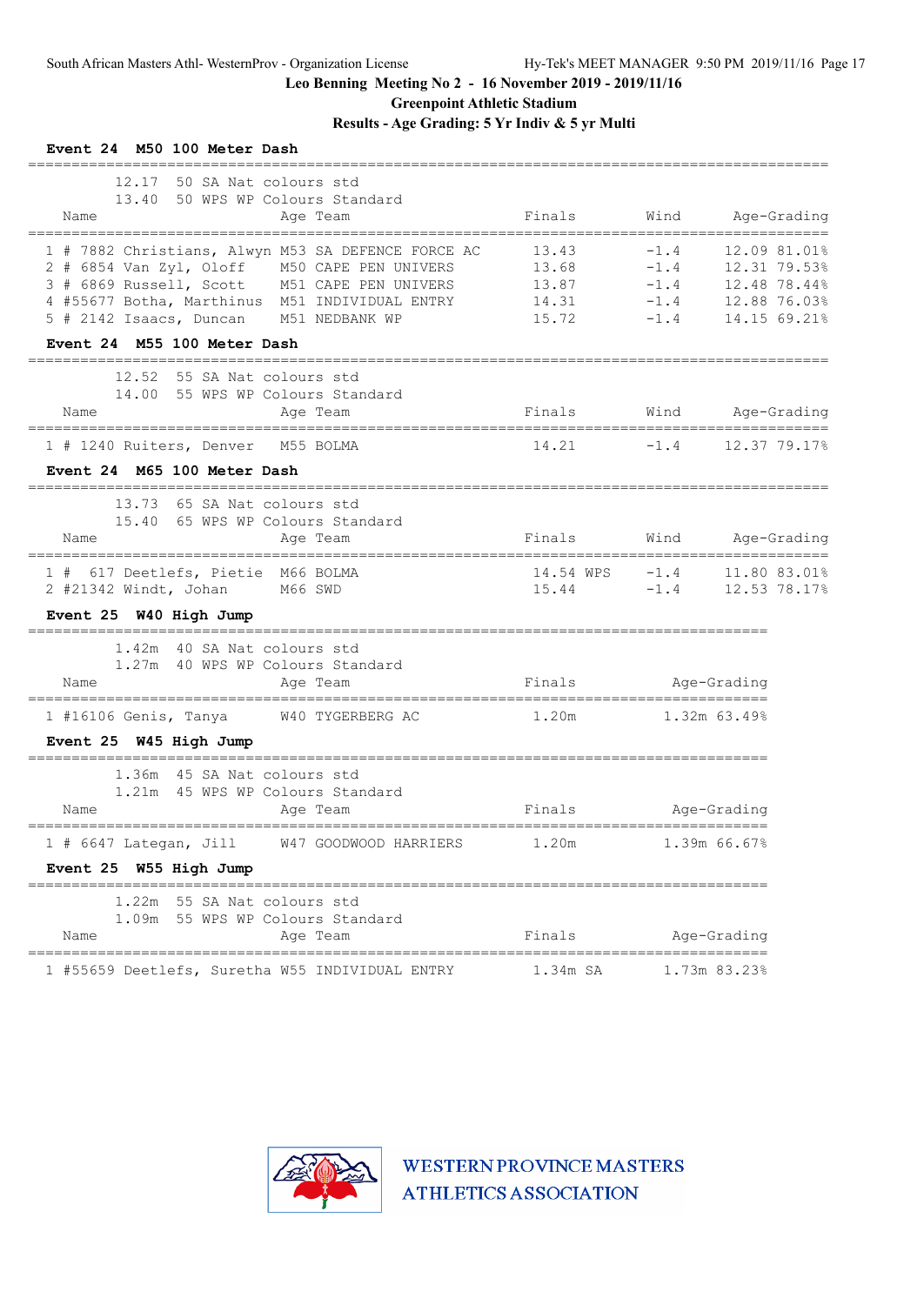Leo Benning Meeting No 2 - 16 November 2019 - 2019/11/16

Greenpoint Athletic Stadium

Results - Age Grading: 5 Yr Indiv & 5 yr Multi

### Event 24 M50 100 Meter Dash

12.17 50 SA Nat colours std
13.40 50 WPS WP Colours Standard

| Place | Name | Age | Team | Finals | Wind | Age-Grading |
|---|---|---|---|---|---|---|
| 1 | # 7882 Christians, Alwyn | M53 | SA DEFENCE FORCE AC | 13.43 | -1.4 | 12.09 81.01% |
| 2 | # 6854 Van Zyl, Oloff | M50 | CAPE PEN UNIVERS | 13.68 | -1.4 | 12.31 79.53% |
| 3 | # 6869 Russell, Scott | M51 | CAPE PEN UNIVERS | 13.87 | -1.4 | 12.48 78.44% |
| 4 | #55677 Botha, Marthinus | M51 | INDIVIDUAL ENTRY | 14.31 | -1.4 | 12.88 76.03% |
| 5 | # 2142 Isaacs, Duncan | M51 | NEDBANK WP | 15.72 | -1.4 | 14.15 69.21% |

### Event 24 M55 100 Meter Dash

12.52 55 SA Nat colours std
14.00 55 WPS WP Colours Standard

| Place | Name | Age | Team | Finals | Wind | Age-Grading |
|---|---|---|---|---|---|---|
| 1 | # 1240 Ruiters, Denver | M55 | BOLMA | 14.21 | -1.4 | 12.37 79.17% |

### Event 24 M65 100 Meter Dash

13.73 65 SA Nat colours std
15.40 65 WPS WP Colours Standard

| Place | Name | Age | Team | Finals | Wind | Age-Grading |
|---|---|---|---|---|---|---|
| 1 | # 617 Deetlefs, Pietie | M66 | BOLMA | 14.54 WPS | -1.4 | 11.80 83.01% |
| 2 | #21342 Windt, Johan | M66 | SWD | 15.44 | -1.4 | 12.53 78.17% |

### Event 25 W40 High Jump

1.42m 40 SA Nat colours std
1.27m 40 WPS WP Colours Standard

| Place | Name | Age | Team | Finals | Age-Grading |
|---|---|---|---|---|---|
| 1 | #16106 Genis, Tanya | W40 | TYGERBERG AC | 1.20m | 1.32m 63.49% |

### Event 25 W45 High Jump

1.36m 45 SA Nat colours std
1.21m 45 WPS WP Colours Standard

| Place | Name | Age | Team | Finals | Age-Grading |
|---|---|---|---|---|---|
| 1 | # 6647 Lategan, Jill | W47 | GOODWOOD HARRIERS | 1.20m | 1.39m 66.67% |

### Event 25 W55 High Jump

1.22m 55 SA Nat colours std
1.09m 55 WPS WP Colours Standard

| Place | Name | Age | Team | Finals | Age-Grading |
|---|---|---|---|---|---|
| 1 | #55659 Deetlefs, Suretha | W55 | INDIVIDUAL ENTRY | 1.34m SA | 1.73m 83.23% |

WESTERN PROVINCE MASTERS ATHLETICS ASSOCIATION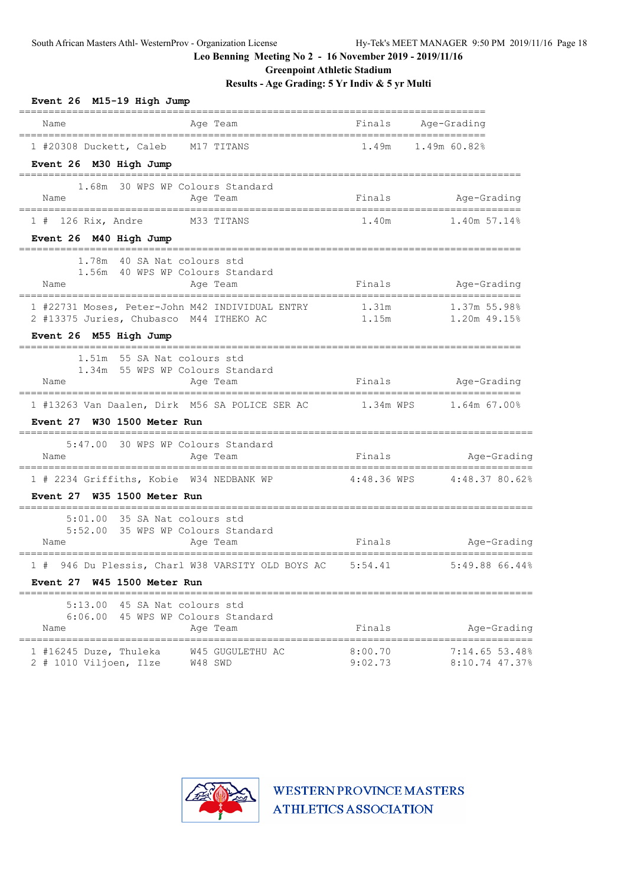**Leo Benning Meeting No 2 - 16 November 2019 - 2019/11/16**

**Greenpoint Athletic Stadium**

**Results - Age Grading: 5 Yr Indiv & 5 yr Multi**

### Event 26 M15-19 High Jump

| Name | Age | Team | Finals | Age-Grading |
|---|---|---|---|---|
| 1 #20308 Duckett, Caleb | M17 | TITANS | 1.49m | 1.49m 60.82% |

### Event 26 M30 High Jump

1.68m 30 WPS WP Colours Standard

| Name | Age | Team | Finals | Age-Grading |
|---|---|---|---|---|
| 1 # 126 Rix, Andre | M33 | TITANS | 1.40m | 1.40m 57.14% |

### Event 26 M40 High Jump

1.78m 40 SA Nat colours std
1.56m 40 WPS WP Colours Standard

| Name | Age | Team | Finals | Age-Grading |
|---|---|---|---|---|
| 1 #22731 Moses, Peter-John | M42 | INDIVIDUAL ENTRY | 1.31m | 1.37m 55.98% |
| 2 #13375 Juries, Chubasco | M44 | ITHEKO AC | 1.15m | 1.20m 49.15% |

### Event 26 M55 High Jump

1.51m 55 SA Nat colours std
1.34m 55 WPS WP Colours Standard

| Name | Age | Team | Finals | Age-Grading |
|---|---|---|---|---|
| 1 #13263 Van Daalen, Dirk | M56 | SA POLICE SER AC | 1.34m WPS | 1.64m 67.00% |

### Event 27 W30 1500 Meter Run

5:47.00 30 WPS WP Colours Standard

| Name | Age | Team | Finals | Age-Grading |
|---|---|---|---|---|
| 1 # 2234 Griffiths, Kobie | W34 | NEDBANK WP | 4:48.36 WPS | 4:48.37 80.62% |

### Event 27 W35 1500 Meter Run

5:01.00 35 SA Nat colours std
5:52.00 35 WPS WP Colours Standard

| Name | Age | Team | Finals | Age-Grading |
|---|---|---|---|---|
| 1 # 946 Du Plessis, Charl | W38 | VARSITY OLD BOYS AC | 5:54.41 | 5:49.88 66.44% |

### Event 27 W45 1500 Meter Run

5:13.00 45 SA Nat colours std
6:06.00 45 WPS WP Colours Standard

| Name | Age | Team | Finals | Age-Grading |
|---|---|---|---|---|
| 1 #16245 Duze, Thuleka | W45 | GUGULETHU AC | 8:00.70 | 7:14.65 53.48% |
| 2 # 1010 Viljoen, Ilze | W48 | SWD | 9:02.73 | 8:10.74 47.37% |

WESTERN PROVINCE MASTERS ATHLETICS ASSOCIATION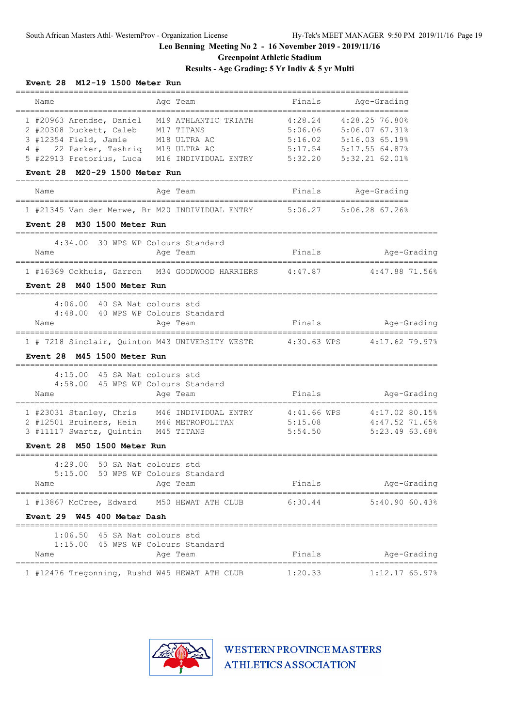Leo Benning Meeting No 2 - 16 November 2019 - 2019/11/16

Greenpoint Athletic Stadium

Results - Age Grading: 5 Yr Indiv & 5 yr Multi

### Event 28 M12-19 1500 Meter Run

| Name | Age | Team | Finals | Age-Grading | |
|---|---|---|---|---|---|
| 1 #20963 Arendse, Daniel | M19 | ATHLANTIC TRIATH | 4:28.24 | 4:28.25 | 76.80% |
| 2 #20308 Duckett, Caleb | M17 | TITANS | 5:06.06 | 5:06.07 | 67.31% |
| 3 #12354 Field, Jamie | M18 | ULTRA AC | 5:16.02 | 5:16.03 | 65.19% |
| 4 # 22 Parker, Tashriq | M19 | ULTRA AC | 5:17.54 | 5:17.55 | 64.87% |
| 5 #22913 Pretorius, Luca | M16 | INDIVIDUAL ENTRY | 5:32.20 | 5:32.21 | 62.01% |

### Event 28 M20-29 1500 Meter Run

| Name | Age | Team | Finals | Age-Grading | |
|---|---|---|---|---|---|
| 1 #21345 Van der Merwe, Br | M20 | INDIVIDUAL ENTRY | 5:06.27 | 5:06.28 | 67.26% |

### Event 28 M30 1500 Meter Run

4:34.00 30 WPS WP Colours Standard

| Name | Age | Team | Finals | Age-Grading | |
|---|---|---|---|---|---|
| 1 #16369 Ockhuis, Garron | M34 | GOODWOOD HARRIERS | 4:47.87 | 4:47.88 | 71.56% |

### Event 28 M40 1500 Meter Run

4:06.00 40 SA Nat colours std
4:48.00 40 WPS WP Colours Standard

| Name | Age | Team | Finals | Age-Grading | |
|---|---|---|---|---|---|
| 1 # 7218 Sinclair, Quinton | M43 | UNIVERSITY WESTE | 4:30.63 WPS | 4:17.62 | 79.97% |

### Event 28 M45 1500 Meter Run

4:15.00 45 SA Nat colours std
4:58.00 45 WPS WP Colours Standard

| Name | Age | Team | Finals | Age-Grading | |
|---|---|---|---|---|---|
| 1 #23031 Stanley, Chris | M46 | INDIVIDUAL ENTRY | 4:41.66 WPS | 4:17.02 | 80.15% |
| 2 #12501 Bruiners, Hein | M46 | METROPOLITAN | 5:15.08 | 4:47.52 | 71.65% |
| 3 #11117 Swartz, Quintin | M45 | TITANS | 5:54.50 | 5:23.49 | 63.68% |

### Event 28 M50 1500 Meter Run

4:29.00 50 SA Nat colours std
5:15.00 50 WPS WP Colours Standard

| Name | Age | Team | Finals | Age-Grading | |
|---|---|---|---|---|---|
| 1 #13867 McCree, Edward | M50 | HEWAT ATH CLUB | 6:30.44 | 5:40.90 | 60.43% |

### Event 29 W45 400 Meter Dash

1:06.50 45 SA Nat colours std
1:15.00 45 WPS WP Colours Standard

| Name | Age | Team | Finals | Age-Grading | |
|---|---|---|---|---|---|
| 1 #12476 Tregonning, Rushd | W45 | HEWAT ATH CLUB | 1:20.33 | 1:12.17 | 65.97% |

WESTERN PROVINCE MASTERS ATHLETICS ASSOCIATION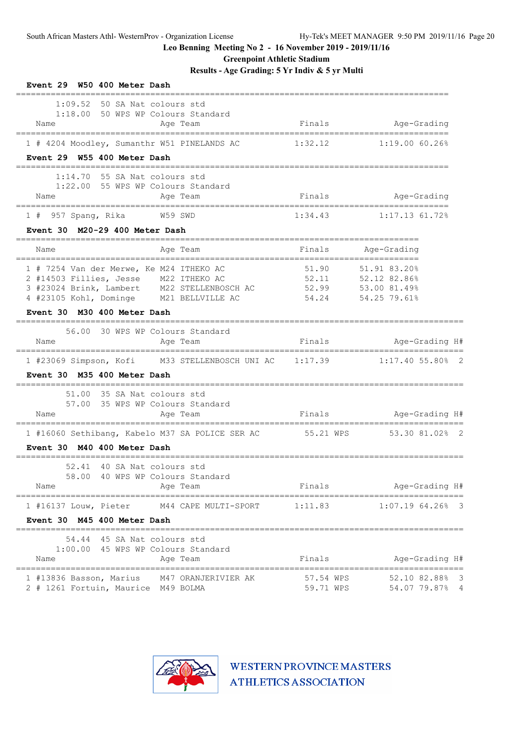Leo Benning Meeting No 2 - 16 November 2019 - 2019/11/16

Greenpoint Athletic Stadium

Results - Age Grading: 5 Yr Indiv & 5 yr Multi

**Event 29 W50 400 Meter Dash**

1:09.52 50 SA Nat colours std
1:18.00 50 WPS WP Colours Standard

| | Name | Age | Team | Finals | Age-Grading |
|---|---|---|---|---|---|
| 1 | # 4204 Moodley, Sumanthr | W51 | PINELANDS AC | 1:32.12 | 1:19.00 60.26% |

**Event 29 W55 400 Meter Dash**

1:14.70 55 SA Nat colours std
1:22.00 55 WPS WP Colours Standard

| | Name | Age | Team | Finals | Age-Grading |
|---|---|---|---|---|---|
| 1 | # 957 Spang, Rika | W59 | SWD | 1:34.43 | 1:17.13 61.72% |

**Event 30 M20-29 400 Meter Dash**

| | Name | Age | Team | Finals | Age-Grading |
|---|---|---|---|---|---|
| 1 | # 7254 Van der Merwe, Ke | M24 | ITHEKO AC | 51.90 | 51.91 83.20% |
| 2 | #14503 Fillies, Jesse | M22 | ITHEKO AC | 52.11 | 52.12 82.86% |
| 3 | #23024 Brink, Lambert | M22 | STELLENBOSCH AC | 52.99 | 53.00 81.49% |
| 4 | #23105 Kohl, Dominge | M21 | BELLVILLE AC | 54.24 | 54.25 79.61% |

**Event 30 M30 400 Meter Dash**

56.00 30 WPS WP Colours Standard

| | Name | Age | Team | Finals | Age-Grading | H# |
|---|---|---|---|---|---|---|
| 1 | #23069 Simpson, Kofi | M33 | STELLENBOSCH UNI AC | 1:17.39 | 1:17.40 55.80% | 2 |

**Event 30 M35 400 Meter Dash**

51.00 35 SA Nat colours std
57.00 35 WPS WP Colours Standard

| | Name | Age | Team | Finals | Age-Grading | H# |
|---|---|---|---|---|---|---|
| 1 | #16060 Sethibang, Kabelo | M37 | SA POLICE SER AC | 55.21 WPS | 53.30 81.02% | 2 |

**Event 30 M40 400 Meter Dash**

52.41 40 SA Nat colours std
58.00 40 WPS WP Colours Standard

| | Name | Age | Team | Finals | Age-Grading | H# |
|---|---|---|---|---|---|---|
| 1 | #16137 Louw, Pieter | M44 | CAPE MULTI-SPORT | 1:11.83 | 1:07.19 64.26% | 3 |

**Event 30 M45 400 Meter Dash**

54.44 45 SA Nat colours std
1:00.00 45 WPS WP Colours Standard

| | Name | Age | Team | Finals | Age-Grading | H# |
|---|---|---|---|---|---|---|
| 1 | #13836 Basson, Marius | M47 | ORANJERIVIER AK | 57.54 WPS | 52.10 82.88% | 3 |
| 2 | # 1261 Fortuin, Maurice | M49 | BOLMA | 59.71 WPS | 54.07 79.87% | 4 |

WESTERN PROVINCE MASTERS ATHLETICS ASSOCIATION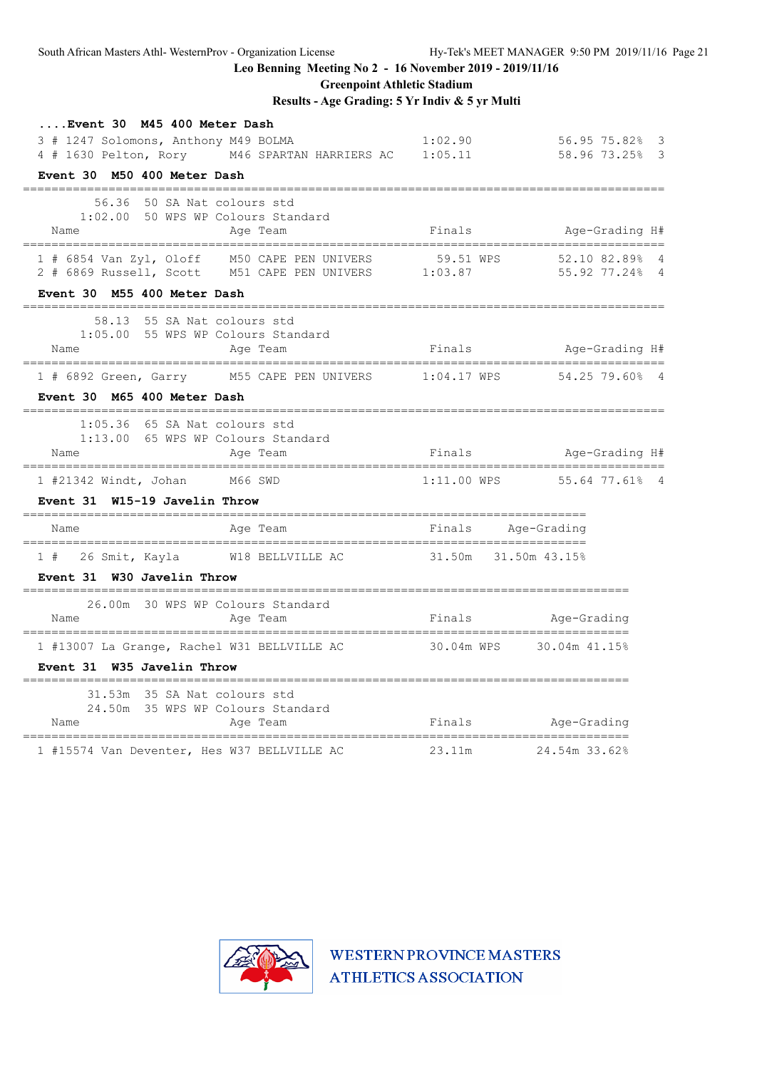Leo Benning Meeting No 2 - 16 November 2019 - 2019/11/16

Greenpoint Athletic Stadium

Results - Age Grading: 5 Yr Indiv & 5 yr Multi

### ....Event 30 M45 400 Meter Dash

| Place | Name | Age | Team | Finals | | Age-Grading | | H# |
|---|---|---|---|---|---|---|---|---|
| 3 # 1247 | Solomons, Anthony | M49 | BOLMA | 1:02.90 | | 56.95 | 75.82% | 3 |
| 4 # 1630 | Pelton, Rory | M46 | SPARTAN HARRIERS AC | 1:05.11 | | 58.96 | 73.25% | 3 |

### Event 30 M50 400 Meter Dash

56.36 50 SA Nat colours std
1:02.00 50 WPS WP Colours Standard

| Place | Name | Age | Team | Finals | | Age-Grading | | H# |
|---|---|---|---|---|---|---|---|---|
| 1 # 6854 | Van Zyl, Oloff | M50 | CAPE PEN UNIVERS | 59.51 | WPS | 52.10 | 82.89% | 4 |
| 2 # 6869 | Russell, Scott | M51 | CAPE PEN UNIVERS | 1:03.87 | | 55.92 | 77.24% | 4 |

### Event 30 M55 400 Meter Dash

58.13 55 SA Nat colours std
1:05.00 55 WPS WP Colours Standard

| Place | Name | Age | Team | Finals | | Age-Grading | | H# |
|---|---|---|---|---|---|---|---|---|
| 1 # 6892 | Green, Garry | M55 | CAPE PEN UNIVERS | 1:04.17 | WPS | 54.25 | 79.60% | 4 |

### Event 30 M65 400 Meter Dash

1:05.36 65 SA Nat colours std
1:13.00 65 WPS WP Colours Standard

| Place | Name | Age | Team | Finals | | Age-Grading | | H# |
|---|---|---|---|---|---|---|---|---|
| 1 #21342 | Windt, Johan | M66 | SWD | 1:11.00 | WPS | 55.64 | 77.61% | 4 |

### Event 31 W15-19 Javelin Throw

| Place | Name | Age | Team | Finals | Age-Grading | |
|---|---|---|---|---|---|---|
| 1 # 26 | Smit, Kayla | W18 | BELLVILLE AC | 31.50m | 31.50m | 43.15% |

### Event 31 W30 Javelin Throw

26.00m 30 WPS WP Colours Standard

| Place | Name | Age | Team | Finals | | Age-Grading | |
|---|---|---|---|---|---|---|---|
| 1 #13007 | La Grange, Rachel | W31 | BELLVILLE AC | 30.04m | WPS | 30.04m | 41.15% |

### Event 31 W35 Javelin Throw

31.53m 35 SA Nat colours std
24.50m 35 WPS WP Colours Standard

| Place | Name | Age | Team | Finals | | Age-Grading | |
|---|---|---|---|---|---|---|---|
| 1 #15574 | Van Deventer, Hes | W37 | BELLVILLE AC | 23.11m | | 24.54m | 33.62% |

WESTERN PROVINCE MASTERS ATHLETICS ASSOCIATION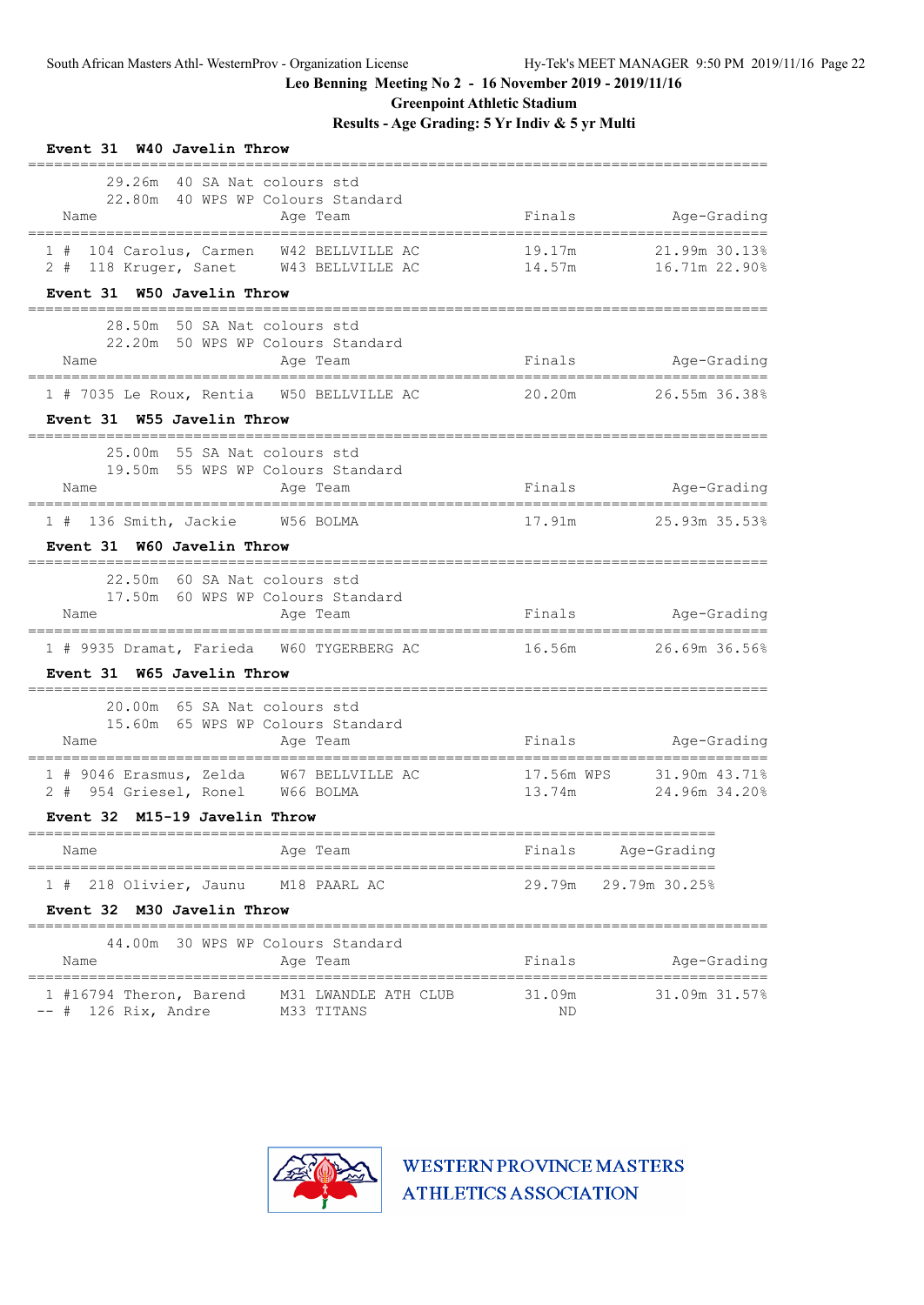# Leo Benning Meeting No 2 - 16 November 2019 - 2019/11/16

## Greenpoint Athletic Stadium

## Results - Age Grading: 5 Yr Indiv & 5 yr Multi

### Event 31 W40 Javelin Throw

29.26m 40 SA Nat colours std
22.80m 40 WPS WP Colours Standard

| Place | Name | Age | Team | Finals | Age-Grading |
|---|---|---|---|---|---|
| 1 # | 104 Carolus, Carmen | W42 | BELLVILLE AC | 19.17m | 21.99m 30.13% |
| 2 # | 118 Kruger, Sanet | W43 | BELLVILLE AC | 14.57m | 16.71m 22.90% |

### Event 31 W50 Javelin Throw

28.50m 50 SA Nat colours std
22.20m 50 WPS WP Colours Standard

| Place | Name | Age | Team | Finals | Age-Grading |
|---|---|---|---|---|---|
| 1 # | 7035 Le Roux, Rentia | W50 | BELLVILLE AC | 20.20m | 26.55m 36.38% |

### Event 31 W55 Javelin Throw

25.00m 55 SA Nat colours std
19.50m 55 WPS WP Colours Standard

| Place | Name | Age | Team | Finals | Age-Grading |
|---|---|---|---|---|---|
| 1 # | 136 Smith, Jackie | W56 | BOLMA | 17.91m | 25.93m 35.53% |

### Event 31 W60 Javelin Throw

22.50m 60 SA Nat colours std
17.50m 60 WPS WP Colours Standard

| Place | Name | Age | Team | Finals | Age-Grading |
|---|---|---|---|---|---|
| 1 # | 9935 Dramat, Farieda | W60 | TYGERBERG AC | 16.56m | 26.69m 36.56% |

### Event 31 W65 Javelin Throw

20.00m 65 SA Nat colours std
15.60m 65 WPS WP Colours Standard

| Place | Name | Age | Team | Finals | Age-Grading |
|---|---|---|---|---|---|
| 1 # | 9046 Erasmus, Zelda | W67 | BELLVILLE AC | 17.56m WPS | 31.90m 43.71% |
| 2 # | 954 Griesel, Ronel | W66 | BOLMA | 13.74m | 24.96m 34.20% |

### Event 32 M15-19 Javelin Throw

| Place | Name | Age | Team | Finals | Age-Grading |
|---|---|---|---|---|---|
| 1 # | 218 Olivier, Jaunu | M18 | PAARL AC | 29.79m | 29.79m 30.25% |

### Event 32 M30 Javelin Throw

44.00m 30 WPS WP Colours Standard

| Place | Name | Age | Team | Finals | Age-Grading |
|---|---|---|---|---|---|
| 1 # | 16794 Theron, Barend | M31 | LWANDLE ATH CLUB | 31.09m | 31.09m 31.57% |
| -- # | 126 Rix, Andre | M33 | TITANS | ND | |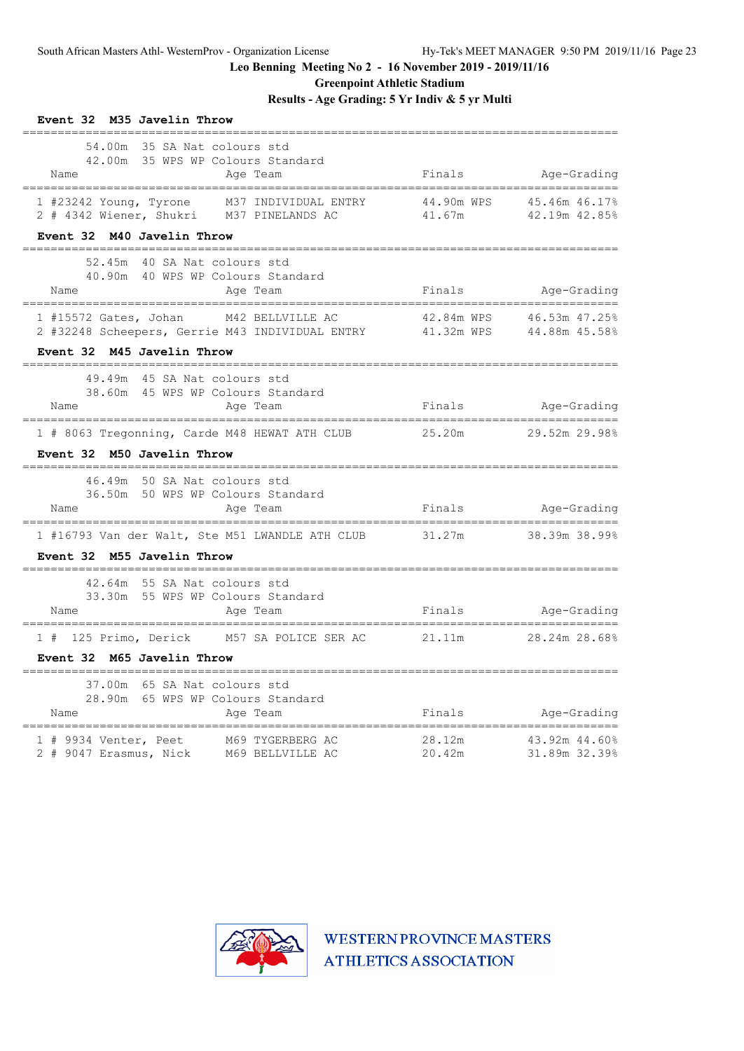South African Masters Athl- WesternProv - Organization License    Hy-Tek's MEET MANAGER 9:50 PM 2019/11/16

**Leo Benning Meeting No 2 - 16 November 2019 - 2019/11/16**

**Greenpoint Athletic Stadium**

**Results - Age Grading: 5 Yr Indiv & 5 yr Multi**

### Event 32 M35 Javelin Throw

54.00m 35 SA Nat colours std
42.00m 35 WPS WP Colours Standard

| | Name | Age | Team | Finals | | Age-Grading | |
|---|---|---|---|---|---|---|---|
| 1 | #23242 Young, Tyrone | M37 | INDIVIDUAL ENTRY | 44.90m | WPS | 45.46m | 46.17% |
| 2 | # 4342 Wiener, Shukri | M37 | PINELANDS AC | 41.67m | | 42.19m | 42.85% |

### Event 32 M40 Javelin Throw

52.45m 40 SA Nat colours std
40.90m 40 WPS WP Colours Standard

| | Name | Age | Team | Finals | | Age-Grading | |
|---|---|---|---|---|---|---|---|
| 1 | #15572 Gates, Johan | M42 | BELLVILLE AC | 42.84m | WPS | 46.53m | 47.25% |
| 2 | #32248 Scheepers, Gerrie | M43 | INDIVIDUAL ENTRY | 41.32m | WPS | 44.88m | 45.58% |

### Event 32 M45 Javelin Throw

49.49m 45 SA Nat colours std
38.60m 45 WPS WP Colours Standard

| | Name | Age | Team | Finals | Age-Grading | |
|---|---|---|---|---|---|---|
| 1 | # 8063 Tregonning, Carde | M48 | HEWAT ATH CLUB | 25.20m | 29.52m | 29.98% |

### Event 32 M50 Javelin Throw

46.49m 50 SA Nat colours std
36.50m 50 WPS WP Colours Standard

| | Name | Age | Team | Finals | Age-Grading | |
|---|---|---|---|---|---|---|
| 1 | #16793 Van der Walt, Ste | M51 | LWANDLE ATH CLUB | 31.27m | 38.39m | 38.99% |

### Event 32 M55 Javelin Throw

42.64m 55 SA Nat colours std
33.30m 55 WPS WP Colours Standard

| | Name | Age | Team | Finals | Age-Grading | |
|---|---|---|---|---|---|---|
| 1 | # 125 Primo, Derick | M57 | SA POLICE SER AC | 21.11m | 28.24m | 28.68% |

### Event 32 M65 Javelin Throw

37.00m 65 SA Nat colours std
28.90m 65 WPS WP Colours Standard

| | Name | Age | Team | Finals | Age-Grading | |
|---|---|---|---|---|---|---|
| 1 | # 9934 Venter, Peet | M69 | TYGERBERG AC | 28.12m | 43.92m | 44.60% |
| 2 | # 9047 Erasmus, Nick | M69 | BELLVILLE AC | 20.42m | 31.89m | 32.39% |

WESTERN PROVINCE MASTERS ATHLETICS ASSOCIATION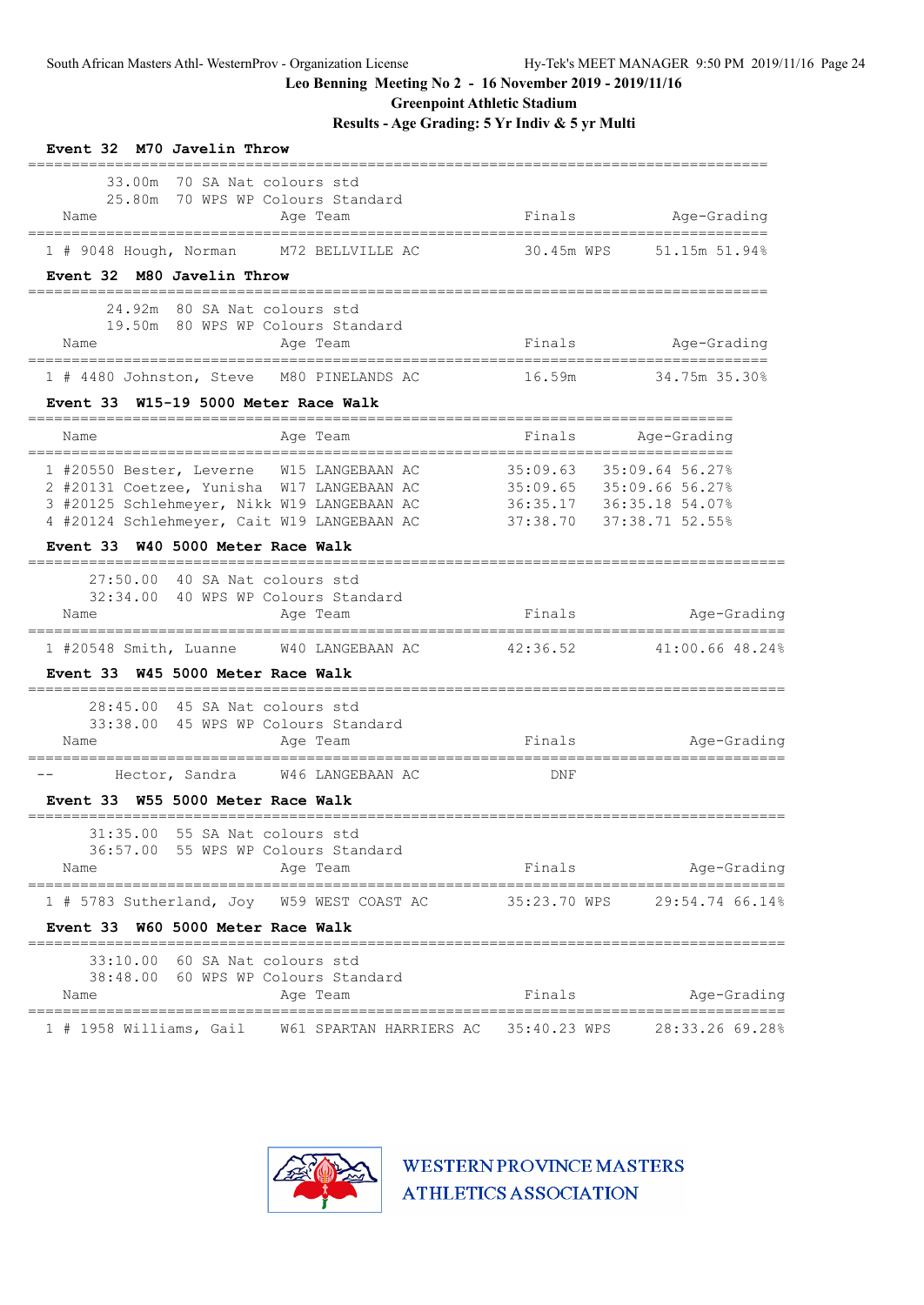Leo Benning Meeting No 2 - 16 November 2019 - 2019/11/16

Greenpoint Athletic Stadium

Results - Age Grading: 5 Yr Indiv & 5 yr Multi

**Event 32 M70 Javelin Throw**

33.00m 70 SA Nat colours std
25.80m 70 WPS WP Colours Standard

| | Name | Age | Team | Finals | Age-Grading |
|---|---|---|---|---|---|
| 1 | # 9048 Hough, Norman | M72 | BELLVILLE AC | 30.45m WPS | 51.15m 51.94% |

**Event 32 M80 Javelin Throw**

24.92m 80 SA Nat colours std
19.50m 80 WPS WP Colours Standard

| | Name | Age | Team | Finals | Age-Grading |
|---|---|---|---|---|---|
| 1 | # 4480 Johnston, Steve | M80 | PINELANDS AC | 16.59m | 34.75m 35.30% |

**Event 33 W15-19 5000 Meter Race Walk**

| | Name | Age | Team | Finals | Age-Grading |
|---|---|---|---|---|---|
| 1 | #20550 Bester, Leverne | W15 | LANGEBAAN AC | 35:09.63 | 35:09.64 56.27% |
| 2 | #20131 Coetzee, Yunisha | W17 | LANGEBAAN AC | 35:09.65 | 35:09.66 56.27% |
| 3 | #20125 Schlehmeyer, Nikk | W19 | LANGEBAAN AC | 36:35.17 | 36:35.18 54.07% |
| 4 | #20124 Schlehmeyer, Cait | W19 | LANGEBAAN AC | 37:38.70 | 37:38.71 52.55% |

**Event 33 W40 5000 Meter Race Walk**

27:50.00 40 SA Nat colours std
32:34.00 40 WPS WP Colours Standard

| | Name | Age | Team | Finals | Age-Grading |
|---|---|---|---|---|---|
| 1 | #20548 Smith, Luanne | W40 | LANGEBAAN AC | 42:36.52 | 41:00.66 48.24% |

**Event 33 W45 5000 Meter Race Walk**

28:45.00 45 SA Nat colours std
33:38.00 45 WPS WP Colours Standard

| | Name | Age | Team | Finals | Age-Grading |
|---|---|---|---|---|---|
| -- | Hector, Sandra | W46 | LANGEBAAN AC | DNF | |

**Event 33 W55 5000 Meter Race Walk**

31:35.00 55 SA Nat colours std
36:57.00 55 WPS WP Colours Standard

| | Name | Age | Team | Finals | Age-Grading |
|---|---|---|---|---|---|
| 1 | # 5783 Sutherland, Joy | W59 | WEST COAST AC | 35:23.70 WPS | 29:54.74 66.14% |

**Event 33 W60 5000 Meter Race Walk**

33:10.00 60 SA Nat colours std
38:48.00 60 WPS WP Colours Standard

| | Name | Age | Team | Finals | Age-Grading |
|---|---|---|---|---|---|
| 1 | # 1958 Williams, Gail | W61 | SPARTAN HARRIERS AC | 35:40.23 WPS | 28:33.26 69.28% |

WESTERN PROVINCE MASTERS ATHLETICS ASSOCIATION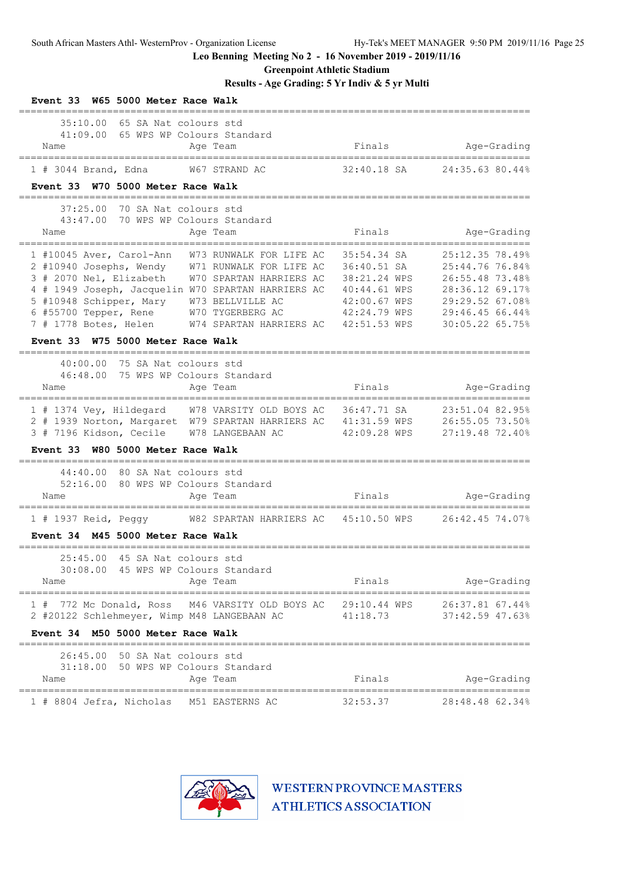Leo Benning Meeting No 2 - 16 November 2019 - 2019/11/16

Greenpoint Athletic Stadium

Results - Age Grading: 5 Yr Indiv & 5 yr Multi

**Event 33 W65 5000 Meter Race Walk**

35:10.00 65 SA Nat colours std
41:09.00 65 WPS WP Colours Standard

| Place | Name | Age | Team | Finals | | Age-Grading | |
|---|---|---|---|---|---|---|---|
| 1 | # 3044 Brand, Edna | W67 | STRAND AC | 32:40.18 | SA | 24:35.63 | 80.44% |

**Event 33 W70 5000 Meter Race Walk**

37:25.00 70 SA Nat colours std
43:47.00 70 WPS WP Colours Standard

| Place | Name | Age | Team | Finals | | Age-Grading | |
|---|---|---|---|---|---|---|---|
| 1 | #10045 Aver, Carol-Ann | W73 | RUNWALK FOR LIFE AC | 35:54.34 | SA | 25:12.35 | 78.49% |
| 2 | #10940 Josephs, Wendy | W71 | RUNWALK FOR LIFE AC | 36:40.51 | SA | 25:44.76 | 76.84% |
| 3 | # 2070 Nel, Elizabeth | W70 | SPARTAN HARRIERS AC | 38:21.24 | WPS | 26:55.48 | 73.48% |
| 4 | # 1949 Joseph, Jacquelin | W70 | SPARTAN HARRIERS AC | 40:44.61 | WPS | 28:36.12 | 69.17% |
| 5 | #10948 Schipper, Mary | W73 | BELLVILLE AC | 42:00.67 | WPS | 29:29.52 | 67.08% |
| 6 | #55700 Tepper, Rene | W70 | TYGERBERG AC | 42:24.79 | WPS | 29:46.45 | 66.44% |
| 7 | # 1778 Botes, Helen | W74 | SPARTAN HARRIERS AC | 42:51.53 | WPS | 30:05.22 | 65.75% |

**Event 33 W75 5000 Meter Race Walk**

40:00.00 75 SA Nat colours std
46:48.00 75 WPS WP Colours Standard

| Place | Name | Age | Team | Finals | | Age-Grading | |
|---|---|---|---|---|---|---|---|
| 1 | # 1374 Vey, Hildegard | W78 | VARSITY OLD BOYS AC | 36:47.71 | SA | 23:51.04 | 82.95% |
| 2 | # 1939 Norton, Margaret | W79 | SPARTAN HARRIERS AC | 41:31.59 | WPS | 26:55.05 | 73.50% |
| 3 | # 7196 Kidson, Cecile | W78 | LANGEBAAN AC | 42:09.28 | WPS | 27:19.48 | 72.40% |

**Event 33 W80 5000 Meter Race Walk**

44:40.00 80 SA Nat colours std
52:16.00 80 WPS WP Colours Standard

| Place | Name | Age | Team | Finals | | Age-Grading | |
|---|---|---|---|---|---|---|---|
| 1 | # 1937 Reid, Peggy | W82 | SPARTAN HARRIERS AC | 45:10.50 | WPS | 26:42.45 | 74.07% |

**Event 34 M45 5000 Meter Race Walk**

25:45.00 45 SA Nat colours std
30:08.00 45 WPS WP Colours Standard

| Place | Name | Age | Team | Finals | | Age-Grading | |
|---|---|---|---|---|---|---|---|
| 1 | # 772 Mc Donald, Ross | M46 | VARSITY OLD BOYS AC | 29:10.44 | WPS | 26:37.81 | 67.44% |
| 2 | #20122 Schlehmeyer, Wimp | M48 | LANGEBAAN AC | 41:18.73 | | 37:42.59 | 47.63% |

**Event 34 M50 5000 Meter Race Walk**

26:45.00 50 SA Nat colours std
31:18.00 50 WPS WP Colours Standard

| Place | Name | Age | Team | Finals | | Age-Grading | |
|---|---|---|---|---|---|---|---|
| 1 | # 8804 Jefra, Nicholas | M51 | EASTERNS AC | 32:53.37 | | 28:48.48 | 62.34% |

WESTERN PROVINCE MASTERS ATHLETICS ASSOCIATION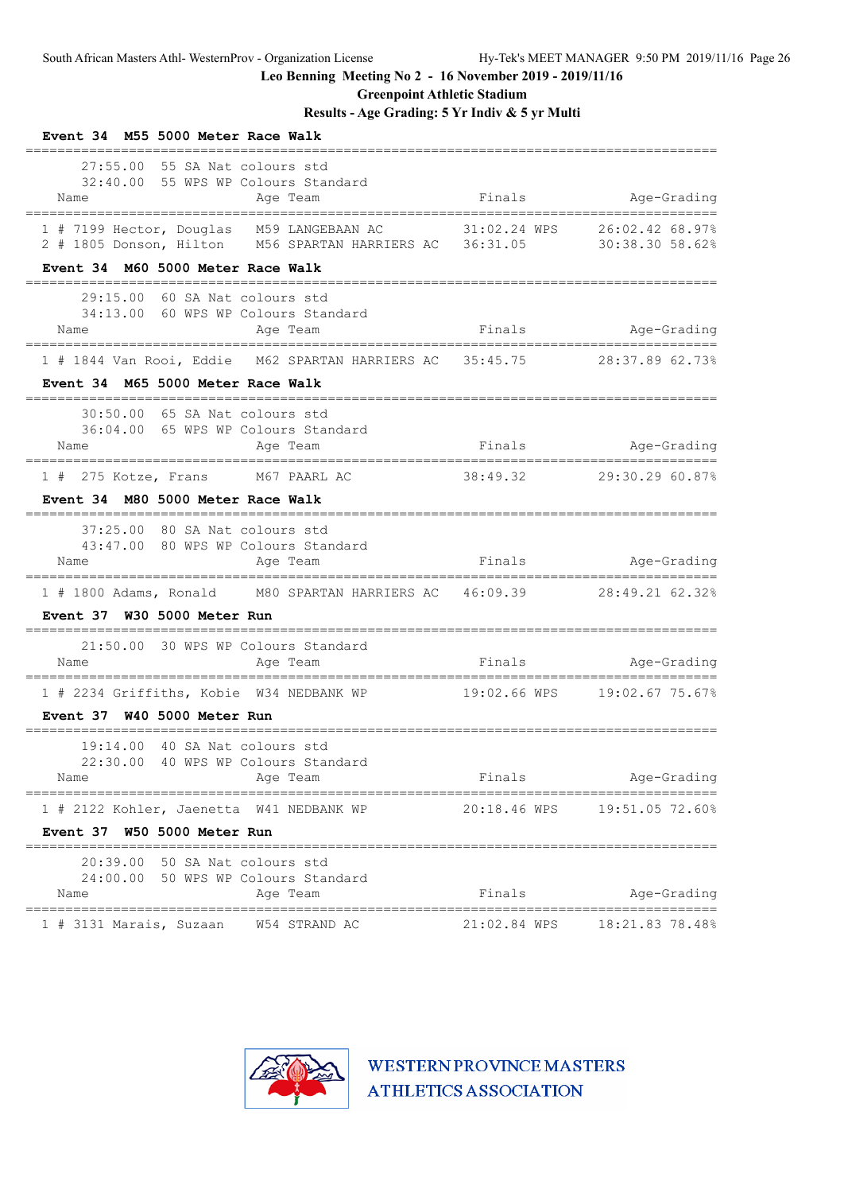Leo Benning Meeting No 2 - 16 November 2019 - 2019/11/16

Greenpoint Athletic Stadium

Results - Age Grading: 5 Yr Indiv & 5 yr Multi

### Event 34 M55 5000 Meter Race Walk

27:55.00 55 SA Nat colours std
32:40.00 55 WPS WP Colours Standard

| Name | Age | Team | Finals | Age-Grading |
|---|---|---|---|---|
| 1 # 7199 Hector, Douglas | M59 | LANGEBAAN AC | 31:02.24 WPS | 26:02.42 68.97% |
| 2 # 1805 Donson, Hilton | M56 | SPARTAN HARRIERS AC | 36:31.05 | 30:38.30 58.62% |

### Event 34 M60 5000 Meter Race Walk

29:15.00 60 SA Nat colours std
34:13.00 60 WPS WP Colours Standard

| Name | Age | Team | Finals | Age-Grading |
|---|---|---|---|---|
| 1 # 1844 Van Rooi, Eddie | M62 | SPARTAN HARRIERS AC | 35:45.75 | 28:37.89 62.73% |

### Event 34 M65 5000 Meter Race Walk

30:50.00 65 SA Nat colours std
36:04.00 65 WPS WP Colours Standard

| Name | Age | Team | Finals | Age-Grading |
|---|---|---|---|---|
| 1 # 275 Kotze, Frans | M67 | PAARL AC | 38:49.32 | 29:30.29 60.87% |

### Event 34 M80 5000 Meter Race Walk

37:25.00 80 SA Nat colours std
43:47.00 80 WPS WP Colours Standard

| Name | Age | Team | Finals | Age-Grading |
|---|---|---|---|---|
| 1 # 1800 Adams, Ronald | M80 | SPARTAN HARRIERS AC | 46:09.39 | 28:49.21 62.32% |

### Event 37 W30 5000 Meter Run

21:50.00 30 WPS WP Colours Standard

| Name | Age | Team | Finals | Age-Grading |
|---|---|---|---|---|
| 1 # 2234 Griffiths, Kobie | W34 | NEDBANK WP | 19:02.66 WPS | 19:02.67 75.67% |

### Event 37 W40 5000 Meter Run

19:14.00 40 SA Nat colours std
22:30.00 40 WPS WP Colours Standard

| Name | Age | Team | Finals | Age-Grading |
|---|---|---|---|---|
| 1 # 2122 Kohler, Jaenetta | W41 | NEDBANK WP | 20:18.46 WPS | 19:51.05 72.60% |

### Event 37 W50 5000 Meter Run

20:39.00 50 SA Nat colours std
24:00.00 50 WPS WP Colours Standard

| Name | Age | Team | Finals | Age-Grading |
|---|---|---|---|---|
| 1 # 3131 Marais, Suzaan | W54 | STRAND AC | 21:02.84 WPS | 18:21.83 78.48% |

WESTERN PROVINCE MASTERS ATHLETICS ASSOCIATION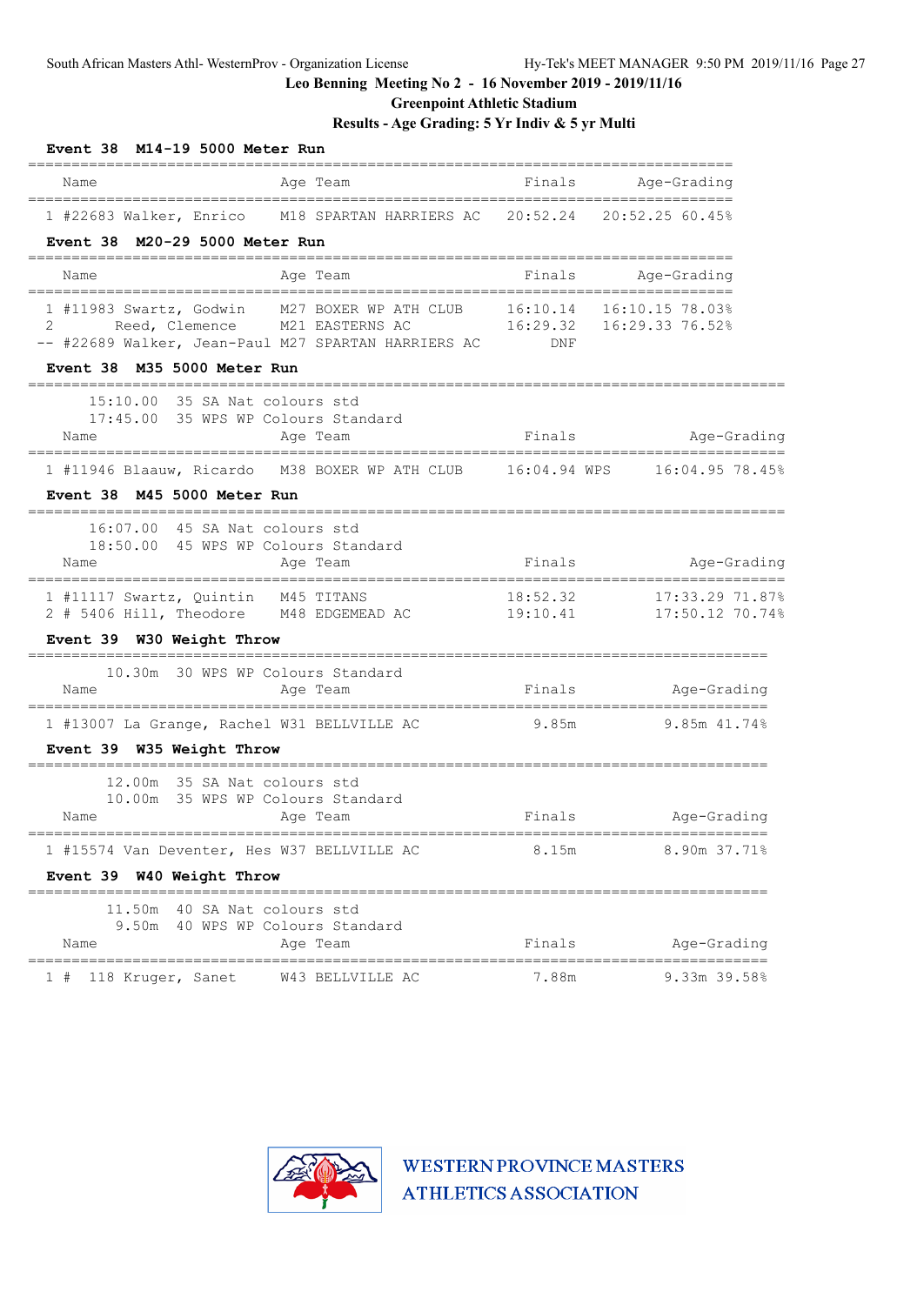Leo Benning Meeting No 2 - 16 November 2019 - 2019/11/16

Greenpoint Athletic Stadium

Results - Age Grading: 5 Yr Indiv & 5 yr Multi

**Event 38 M14-19 5000 Meter Run**

| | Name | Age | Team | Finals | Age-Grading |
|---|---|---|---|---|---|
| 1 | #22683 Walker, Enrico | M18 | SPARTAN HARRIERS AC | 20:52.24 | 20:52.25 60.45% |

**Event 38 M20-29 5000 Meter Run**

| | Name | Age | Team | Finals | Age-Grading |
|---|---|---|---|---|---|
| 1 | #11983 Swartz, Godwin | M27 | BOXER WP ATH CLUB | 16:10.14 | 16:10.15 78.03% |
| 2 | Reed, Clemence | M21 | EASTERNS AC | 16:29.32 | 16:29.33 76.52% |
| -- | #22689 Walker, Jean-Paul | M27 | SPARTAN HARRIERS AC | DNF | |

**Event 38 M35 5000 Meter Run**

15:10.00 35 SA Nat colours std
17:45.00 35 WPS WP Colours Standard

| | Name | Age | Team | Finals | Age-Grading |
|---|---|---|---|---|---|
| 1 | #11946 Blaauw, Ricardo | M38 | BOXER WP ATH CLUB | 16:04.94 WPS | 16:04.95 78.45% |

**Event 38 M45 5000 Meter Run**

16:07.00 45 SA Nat colours std
18:50.00 45 WPS WP Colours Standard

| | Name | Age | Team | Finals | Age-Grading |
|---|---|---|---|---|---|
| 1 | #11117 Swartz, Quintin | M45 | TITANS | 18:52.32 | 17:33.29 71.87% |
| 2 | # 5406 Hill, Theodore | M48 | EDGEMEAD AC | 19:10.41 | 17:50.12 70.74% |

**Event 39 W30 Weight Throw**

10.30m 30 WPS WP Colours Standard

| | Name | Age | Team | Finals | Age-Grading |
|---|---|---|---|---|---|
| 1 | #13007 La Grange, Rachel | W31 | BELLVILLE AC | 9.85m | 9.85m 41.74% |

**Event 39 W35 Weight Throw**

12.00m 35 SA Nat colours std
10.00m 35 WPS WP Colours Standard

| | Name | Age | Team | Finals | Age-Grading |
|---|---|---|---|---|---|
| 1 | #15574 Van Deventer, Hes | W37 | BELLVILLE AC | 8.15m | 8.90m 37.71% |

**Event 39 W40 Weight Throw**

11.50m 40 SA Nat colours std
9.50m 40 WPS WP Colours Standard

| | Name | Age | Team | Finals | Age-Grading |
|---|---|---|---|---|---|
| 1 | # 118 Kruger, Sanet | W43 | BELLVILLE AC | 7.88m | 9.33m 39.58% |

WESTERN PROVINCE MASTERS ATHLETICS ASSOCIATION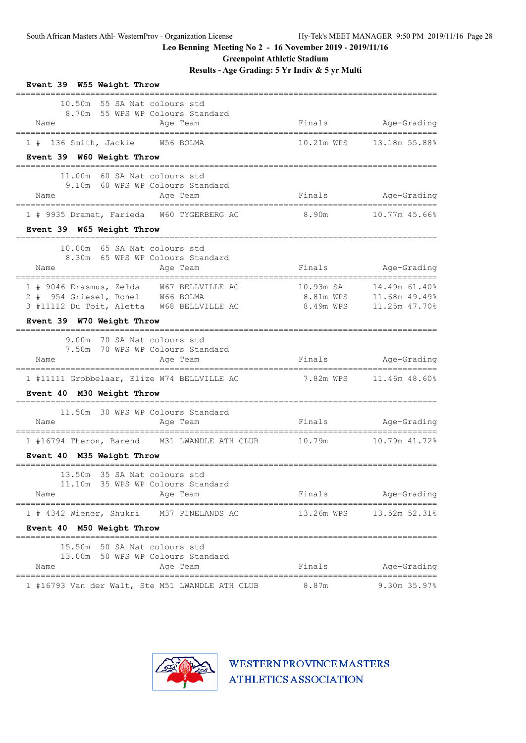South African Masters Athl- WesternProv - Organization License    Hy-Tek's MEET MANAGER 9:50 PM 2019/11/16 Page 28

**Leo Benning Meeting No 2 - 16 November 2019 - 2019/11/16**

**Greenpoint Athletic Stadium**

**Results - Age Grading: 5 Yr Indiv & 5 yr Multi**

### Event 39 W55 Weight Throw

10.50m 55 SA Nat colours std
8.70m 55 WPS WP Colours Standard

| | Name | Age | Team | Finals | | Age-Grading | |
|---|---|---|---|---|---|---|---|
| 1 # | 136 Smith, Jackie | W56 | BOLMA | 10.21m | WPS | 13.18m | 55.88% |

### Event 39 W60 Weight Throw

11.00m 60 SA Nat colours std
9.10m 60 WPS WP Colours Standard

| | Name | Age | Team | Finals | | Age-Grading | |
|---|---|---|---|---|---|---|---|
| 1 # | 9935 Dramat, Farieda | W60 | TYGERBERG AC | 8.90m | | 10.77m | 45.66% |

### Event 39 W65 Weight Throw

10.00m 65 SA Nat colours std
8.30m 65 WPS WP Colours Standard

| | Name | Age | Team | Finals | | Age-Grading | |
|---|---|---|---|---|---|---|---|
| 1 # | 9046 Erasmus, Zelda | W67 | BELLVILLE AC | 10.93m | SA | 14.49m | 61.40% |
| 2 # | 954 Griesel, Ronel | W66 | BOLMA | 8.81m | WPS | 11.68m | 49.49% |
| 3 # | 11112 Du Toit, Aletta | W68 | BELLVILLE AC | 8.49m | WPS | 11.25m | 47.70% |

### Event 39 W70 Weight Throw

9.00m 70 SA Nat colours std
7.50m 70 WPS WP Colours Standard

| | Name | Age | Team | Finals | | Age-Grading | |
|---|---|---|---|---|---|---|---|
| 1 # | 11111 Grobbelaar, Elize | W74 | BELLVILLE AC | 7.82m | WPS | 11.46m | 48.60% |

### Event 40 M30 Weight Throw

11.50m 30 WPS WP Colours Standard

| | Name | Age | Team | Finals | | Age-Grading | |
|---|---|---|---|---|---|---|---|
| 1 # | 16794 Theron, Barend | M31 | LWANDLE ATH CLUB | 10.79m | | 10.79m | 41.72% |

### Event 40 M35 Weight Throw

13.50m 35 SA Nat colours std
11.10m 35 WPS WP Colours Standard

| | Name | Age | Team | Finals | | Age-Grading | |
|---|---|---|---|---|---|---|---|
| 1 # | 4342 Wiener, Shukri | M37 | PINELANDS AC | 13.26m | WPS | 13.52m | 52.31% |

### Event 40 M50 Weight Throw

15.50m 50 SA Nat colours std
13.00m 50 WPS WP Colours Standard

| | Name | Age | Team | Finals | | Age-Grading | |
|---|---|---|---|---|---|---|---|
| 1 # | 16793 Van der Walt, Ste | M51 | LWANDLE ATH CLUB | 8.87m | | 9.30m | 35.97% |

WESTERN PROVINCE MASTERS ATHLETICS ASSOCIATION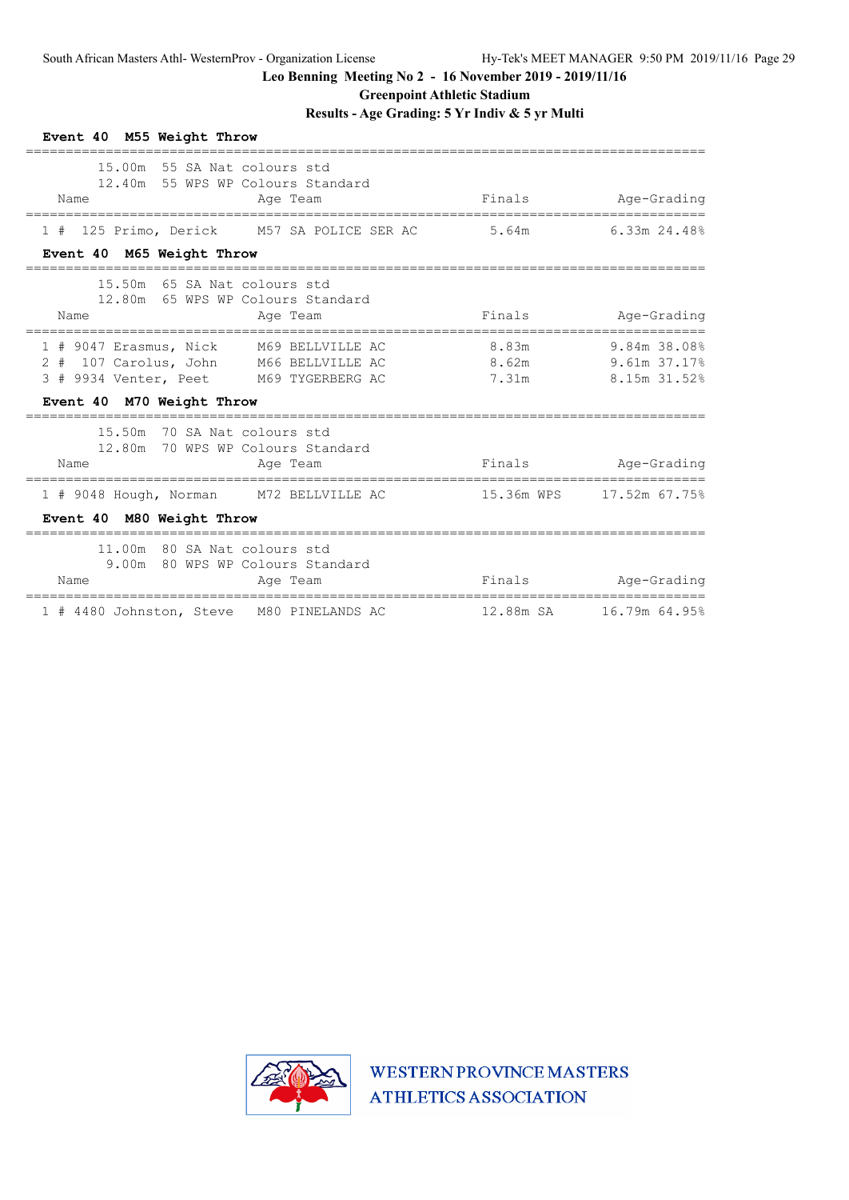Leo Benning Meeting No 2 - 16 November 2019 - 2019/11/16

Greenpoint Athletic Stadium

Results - Age Grading: 5 Yr Indiv & 5 yr Multi

**Event 40 M55 Weight Throw**

15.00m 55 SA Nat colours std
12.40m 55 WPS WP Colours Standard

| Name | Age | Team | Finals | Age-Grading |
|---|---|---|---|---|
| 1 # 125 Primo, Derick | M57 | SA POLICE SER AC | 5.64m | 6.33m 24.48% |

**Event 40 M65 Weight Throw**

15.50m 65 SA Nat colours std
12.80m 65 WPS WP Colours Standard

| Name | Age | Team | Finals | Age-Grading |
|---|---|---|---|---|
| 1 # 9047 Erasmus, Nick | M69 | BELLVILLE AC | 8.83m | 9.84m 38.08% |
| 2 # 107 Carolus, John | M66 | BELLVILLE AC | 8.62m | 9.61m 37.17% |
| 3 # 9934 Venter, Peet | M69 | TYGERBERG AC | 7.31m | 8.15m 31.52% |

**Event 40 M70 Weight Throw**

15.50m 70 SA Nat colours std
12.80m 70 WPS WP Colours Standard

| Name | Age | Team | Finals | Age-Grading |
|---|---|---|---|---|
| 1 # 9048 Hough, Norman | M72 | BELLVILLE AC | 15.36m WPS | 17.52m 67.75% |

**Event 40 M80 Weight Throw**

11.00m 80 SA Nat colours std
9.00m 80 WPS WP Colours Standard

| Name | Age | Team | Finals | Age-Grading |
|---|---|---|---|---|
| 1 # 4480 Johnston, Steve | M80 | PINELANDS AC | 12.88m SA | 16.79m 64.95% |

WESTERN PROVINCE MASTERS ATHLETICS ASSOCIATION